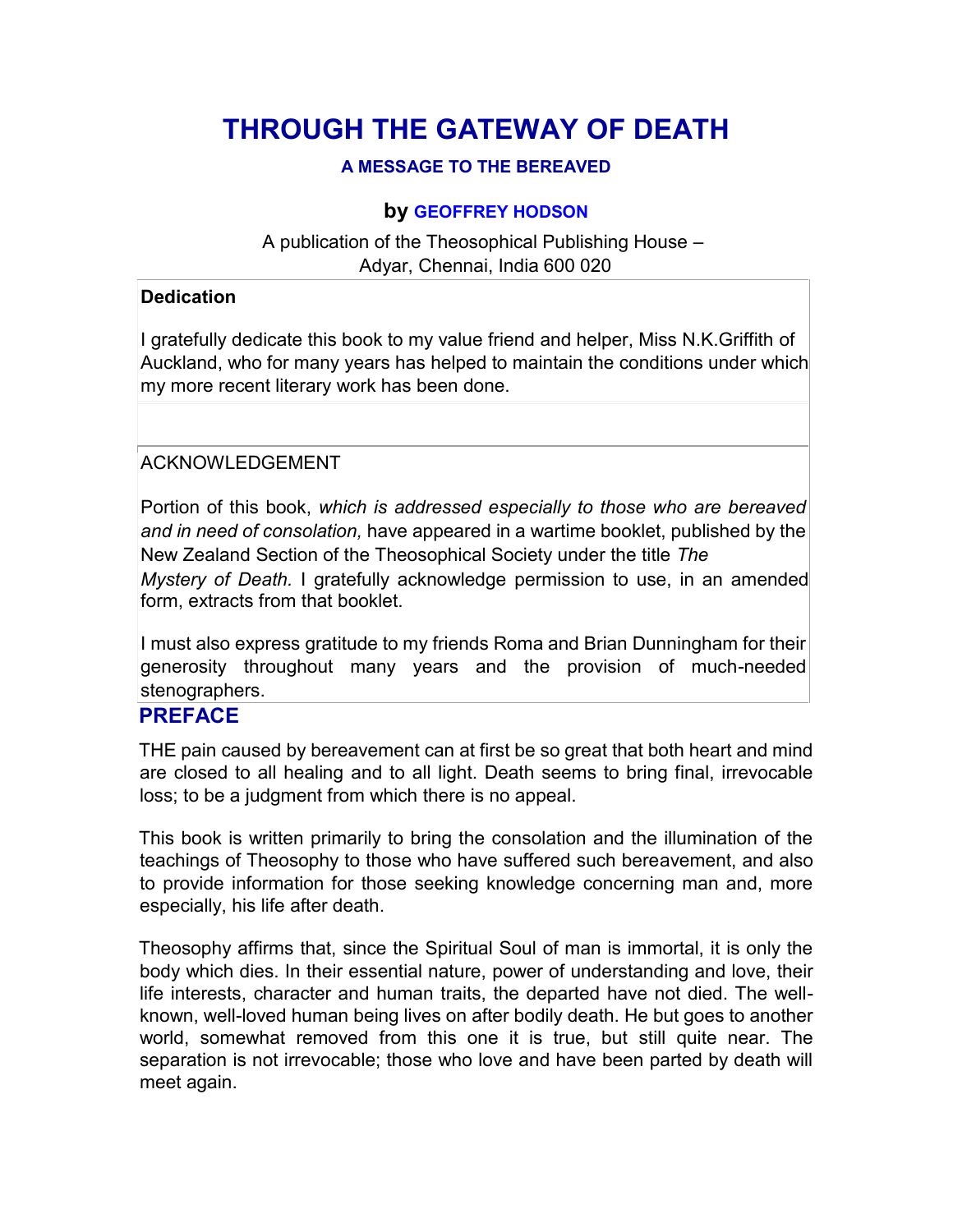# THROUGH THE GATEWAY OF DEATH

### A MESSAGE TO THE BEREAVED

### by GEOFFREY HODSON

A publication of the Theosophical Publishing House –
Adyar, Chennai, India 600 020

**Dedication**

I gratefully dedicate this book to my value friend and helper, Miss N.K.Griffith of Auckland, who for many years has helped to maintain the conditions under which my more recent literary work has been done.

ACKNOWLEDGEMENT

Portion of this book, *which is addressed especially to those who are bereaved and in need of consolation,* have appeared in a wartime booklet, published by the New Zealand Section of the Theosophical Society under the title *The Mystery of Death.* I gratefully acknowledge permission to use, in an amended form, extracts from that booklet.

I must also express gratitude to my friends Roma and Brian Dunningham for their generosity throughout many years and the provision of much-needed stenographers.

## PREFACE

THE pain caused by bereavement can at first be so great that both heart and mind are closed to all healing and to all light. Death seems to bring final, irrevocable loss; to be a judgment from which there is no appeal.

This book is written primarily to bring the consolation and the illumination of the teachings of Theosophy to those who have suffered such bereavement, and also to provide information for those seeking knowledge concerning man and, more especially, his life after death.

Theosophy affirms that, since the Spiritual Soul of man is immortal, it is only the body which dies. In their essential nature, power of understanding and love, their life interests, character and human traits, the departed have not died. The well-known, well-loved human being lives on after bodily death. He but goes to another world, somewhat removed from this one it is true, but still quite near. The separation is not irrevocable; those who love and have been parted by death will meet again.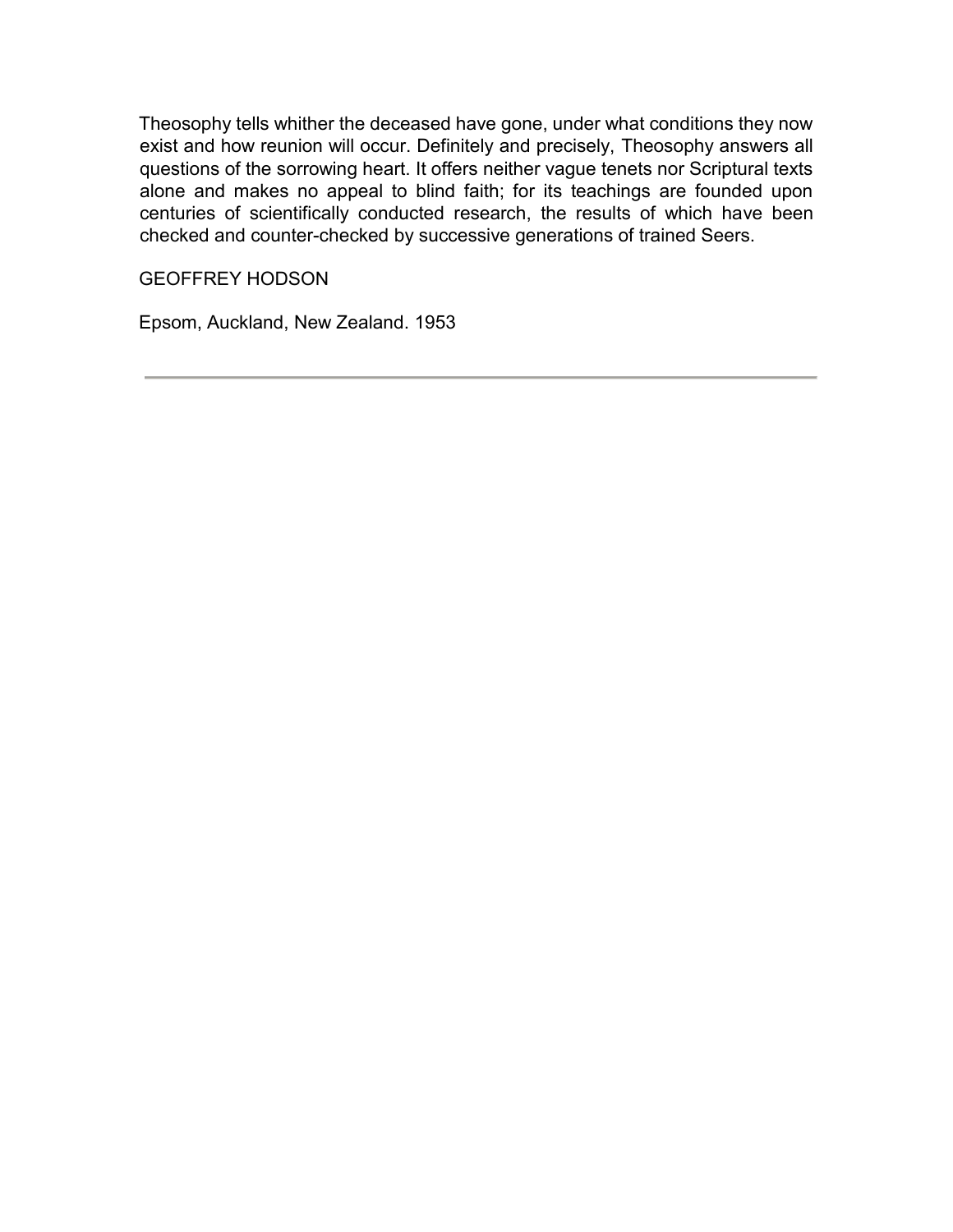Theosophy tells whither the deceased have gone, under what conditions they now exist and how reunion will occur. Definitely and precisely, Theosophy answers all questions of the sorrowing heart. It offers neither vague tenets nor Scriptural texts alone and makes no appeal to blind faith; for its teachings are founded upon centuries of scientifically conducted research, the results of which have been checked and counter-checked by successive generations of trained Seers.

GEOFFREY HODSON

Epsom, Auckland, New Zealand. 1953

---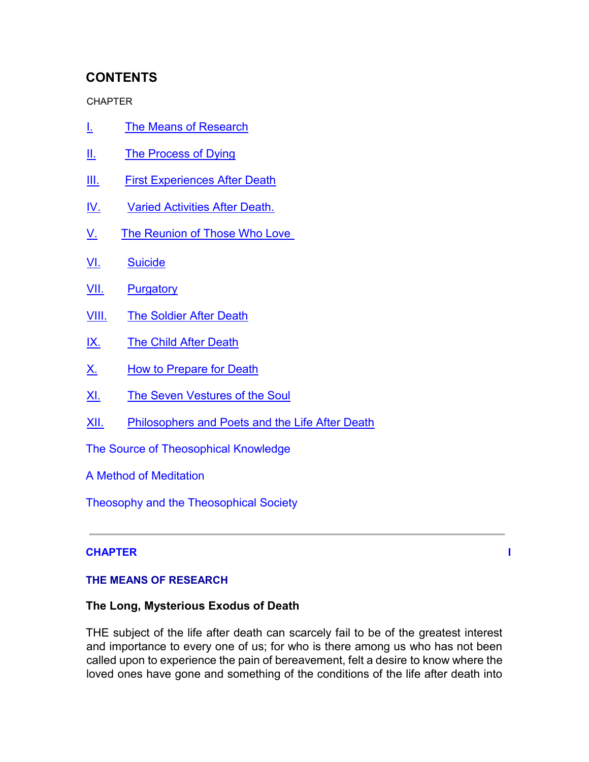## CONTENTS

CHAPTER

I. The Means of Research

II. The Process of Dying

III. First Experiences After Death

IV. Varied Activities After Death.

V. The Reunion of Those Who Love

VI. Suicide

VII. Purgatory

VIII. The Soldier After Death

IX. The Child After Death

X. How to Prepare for Death

XI. The Seven Vestures of the Soul

XII. Philosophers and Poets and the Life After Death

The Source of Theosophical Knowledge

A Method of Meditation

Theosophy and the Theosophical Society

---

## CHAPTER I

## THE MEANS OF RESEARCH

### The Long, Mysterious Exodus of Death

THE subject of the life after death can scarcely fail to be of the greatest interest and importance to every one of us; for who is there among us who has not been called upon to experience the pain of bereavement, felt a desire to know where the loved ones have gone and something of the conditions of the life after death into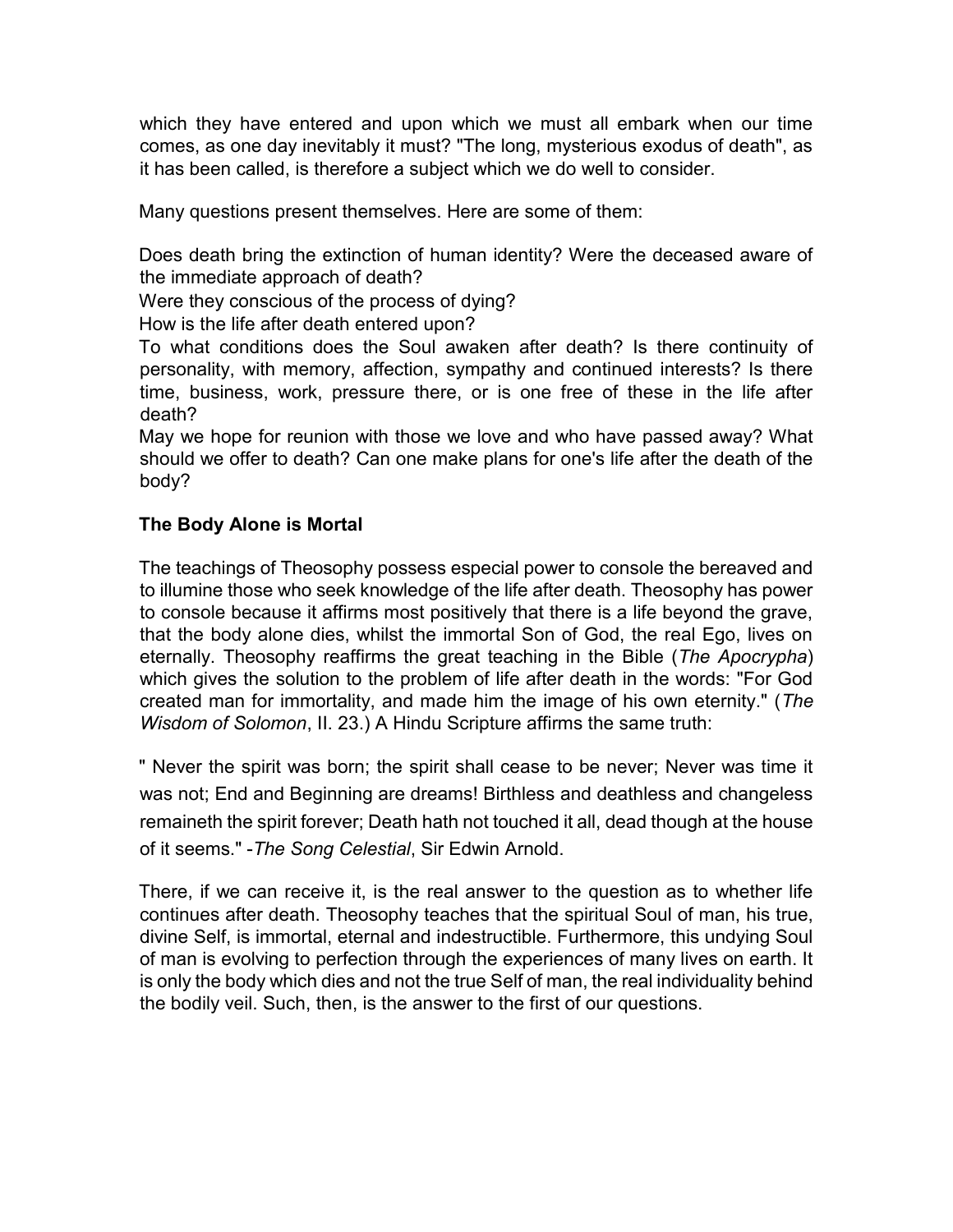which they have entered and upon which we must all embark when our time comes, as one day inevitably it must? "The long, mysterious exodus of death", as it has been called, is therefore a subject which we do well to consider.

Many questions present themselves. Here are some of them:

Does death bring the extinction of human identity? Were the deceased aware of the immediate approach of death?
Were they conscious of the process of dying?
How is the life after death entered upon?
To what conditions does the Soul awaken after death? Is there continuity of personality, with memory, affection, sympathy and continued interests? Is there time, business, work, pressure there, or is one free of these in the life after death?
May we hope for reunion with those we love and who have passed away? What should we offer to death? Can one make plans for one's life after the death of the body?

**The Body Alone is Mortal**

The teachings of Theosophy possess especial power to console the bereaved and to illumine those who seek knowledge of the life after death. Theosophy has power to console because it affirms most positively that there is a life beyond the grave, that the body alone dies, whilst the immortal Son of God, the real Ego, lives on eternally. Theosophy reaffirms the great teaching in the Bible (*The Apocrypha*) which gives the solution to the problem of life after death in the words: "For God created man for immortality, and made him the image of his own eternity." (*The Wisdom of Solomon*, II. 23.) A Hindu Scripture affirms the same truth:

" Never the spirit was born; the spirit shall cease to be never; Never was time it was not; End and Beginning are dreams! Birthless and deathless and changeless remaineth the spirit forever; Death hath not touched it all, dead though at the house of it seems." -*The Song Celestial*, Sir Edwin Arnold.

There, if we can receive it, is the real answer to the question as to whether life continues after death. Theosophy teaches that the spiritual Soul of man, his true, divine Self, is immortal, eternal and indestructible. Furthermore, this undying Soul of man is evolving to perfection through the experiences of many lives on earth. It is only the body which dies and not the true Self of man, the real individuality behind the bodily veil. Such, then, is the answer to the first of our questions.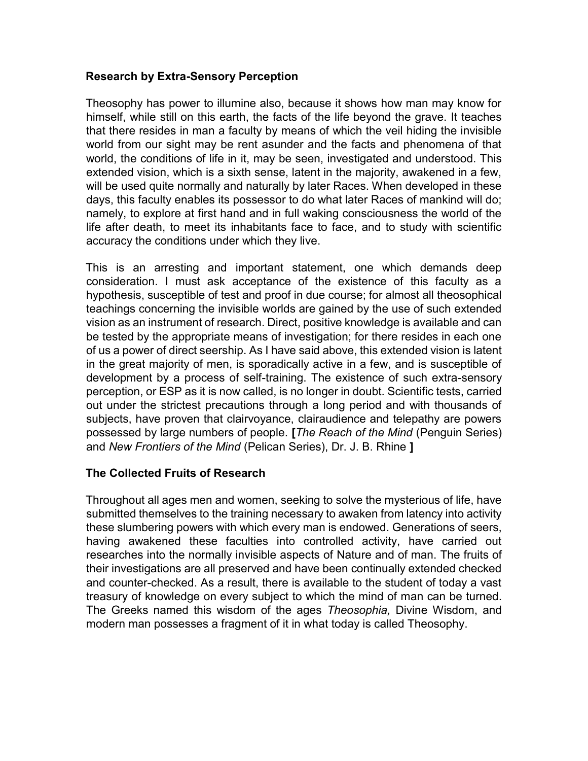### Research by Extra-Sensory Perception

Theosophy has power to illumine also, because it shows how man may know for himself, while still on this earth, the facts of the life beyond the grave. It teaches that there resides in man a faculty by means of which the veil hiding the invisible world from our sight may be rent asunder and the facts and phenomena of that world, the conditions of life in it, may be seen, investigated and understood. This extended vision, which is a sixth sense, latent in the majority, awakened in a few, will be used quite normally and naturally by later Races. When developed in these days, this faculty enables its possessor to do what later Races of mankind will do; namely, to explore at first hand and in full waking consciousness the world of the life after death, to meet its inhabitants face to face, and to study with scientific accuracy the conditions under which they live.

This is an arresting and important statement, one which demands deep consideration. I must ask acceptance of the existence of this faculty as a hypothesis, susceptible of test and proof in due course; for almost all theosophical teachings concerning the invisible worlds are gained by the use of such extended vision as an instrument of research. Direct, positive knowledge is available and can be tested by the appropriate means of investigation; for there resides in each one of us a power of direct seership. As I have said above, this extended vision is latent in the great majority of men, is sporadically active in a few, and is susceptible of development by a process of self-training. The existence of such extra-sensory perception, or ESP as it is now called, is no longer in doubt. Scientific tests, carried out under the strictest precautions through a long period and with thousands of subjects, have proven that clairvoyance, clairaudience and telepathy are powers possessed by large numbers of people. **[***The Reach of the Mind* (Penguin Series) and *New Frontiers of the Mind* (Pelican Series), Dr. J. B. Rhine **]**

### The Collected Fruits of Research

Throughout all ages men and women, seeking to solve the mysterious of life, have submitted themselves to the training necessary to awaken from latency into activity these slumbering powers with which every man is endowed. Generations of seers, having awakened these faculties into controlled activity, have carried out researches into the normally invisible aspects of Nature and of man. The fruits of their investigations are all preserved and have been continually extended checked and counter-checked. As a result, there is available to the student of today a vast treasury of knowledge on every subject to which the mind of man can be turned. The Greeks named this wisdom of the ages *Theosophia,* Divine Wisdom, and modern man possesses a fragment of it in what today is called Theosophy.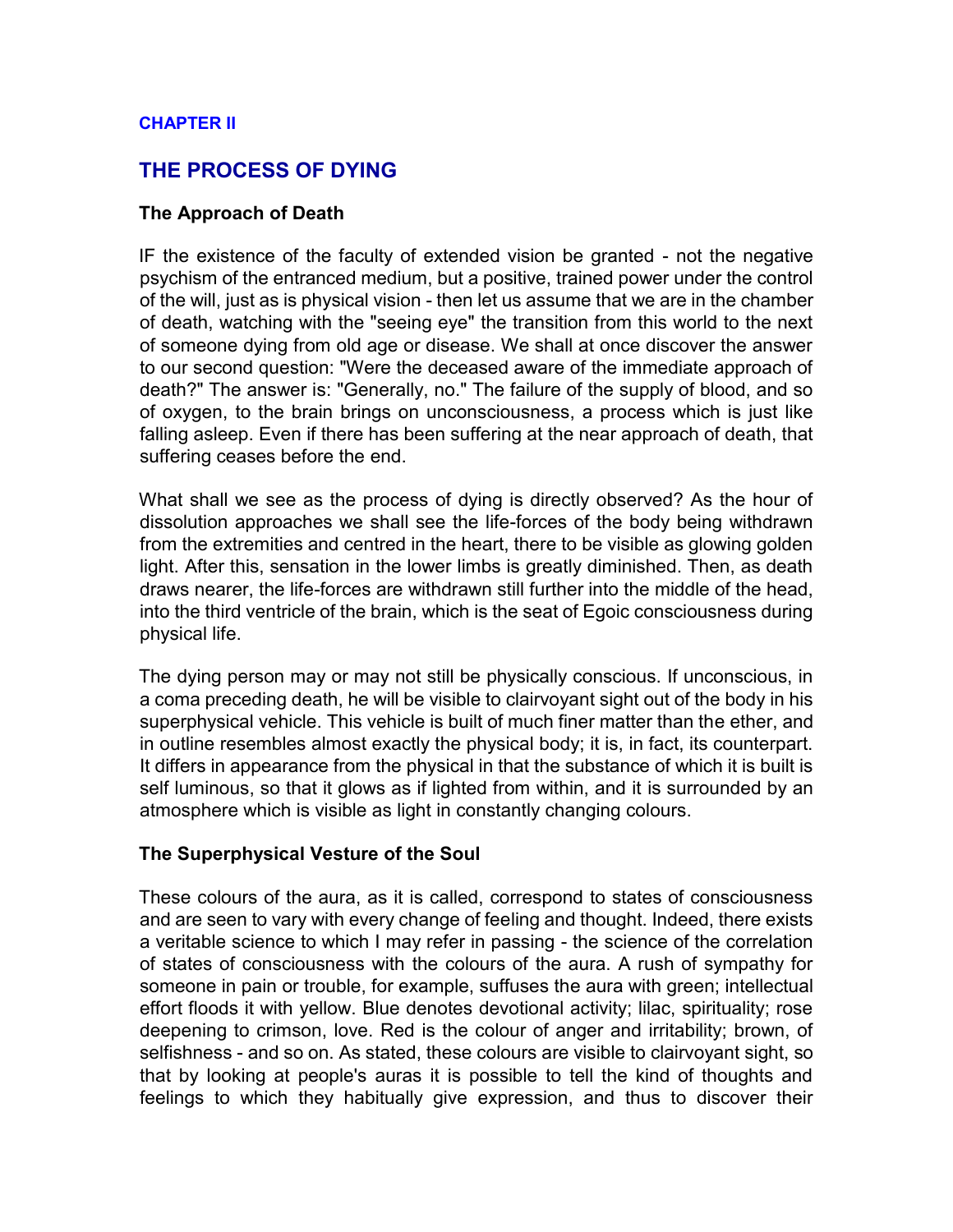**CHAPTER II**

## THE PROCESS OF DYING

### The Approach of Death

IF the existence of the faculty of extended vision be granted - not the negative psychism of the entranced medium, but a positive, trained power under the control of the will, just as is physical vision - then let us assume that we are in the chamber of death, watching with the "seeing eye" the transition from this world to the next of someone dying from old age or disease. We shall at once discover the answer to our second question: "Were the deceased aware of the immediate approach of death?" The answer is: "Generally, no." The failure of the supply of blood, and so of oxygen, to the brain brings on unconsciousness, a process which is just like falling asleep. Even if there has been suffering at the near approach of death, that suffering ceases before the end.

What shall we see as the process of dying is directly observed? As the hour of dissolution approaches we shall see the life-forces of the body being withdrawn from the extremities and centred in the heart, there to be visible as glowing golden light. After this, sensation in the lower limbs is greatly diminished. Then, as death draws nearer, the life-forces are withdrawn still further into the middle of the head, into the third ventricle of the brain, which is the seat of Egoic consciousness during physical life.

The dying person may or may not still be physically conscious. If unconscious, in a coma preceding death, he will be visible to clairvoyant sight out of the body in his superphysical vehicle. This vehicle is built of much finer matter than the ether, and in outline resembles almost exactly the physical body; it is, in fact, its counterpart. It differs in appearance from the physical in that the substance of which it is built is self luminous, so that it glows as if lighted from within, and it is surrounded by an atmosphere which is visible as light in constantly changing colours.

### The Superphysical Vesture of the Soul

These colours of the aura, as it is called, correspond to states of consciousness and are seen to vary with every change of feeling and thought. Indeed, there exists a veritable science to which I may refer in passing - the science of the correlation of states of consciousness with the colours of the aura. A rush of sympathy for someone in pain or trouble, for example, suffuses the aura with green; intellectual effort floods it with yellow. Blue denotes devotional activity; lilac, spirituality; rose deepening to crimson, love. Red is the colour of anger and irritability; brown, of selfishness - and so on. As stated, these colours are visible to clairvoyant sight, so that by looking at people's auras it is possible to tell the kind of thoughts and feelings to which they habitually give expression, and thus to discover their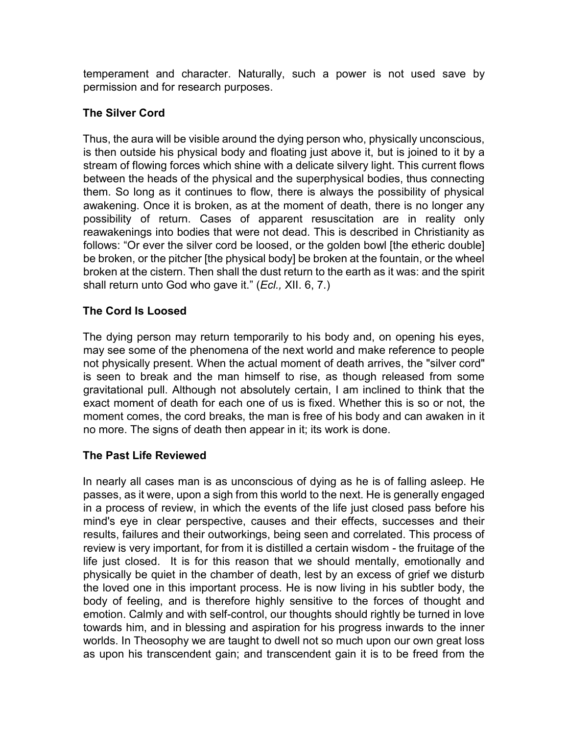temperament and character. Naturally, such a power is not used save by permission and for research purposes.

### The Silver Cord

Thus, the aura will be visible around the dying person who, physically unconscious, is then outside his physical body and floating just above it, but is joined to it by a stream of flowing forces which shine with a delicate silvery light. This current flows between the heads of the physical and the superphysical bodies, thus connecting them. So long as it continues to flow, there is always the possibility of physical awakening. Once it is broken, as at the moment of death, there is no longer any possibility of return. Cases of apparent resuscitation are in reality only reawakenings into bodies that were not dead. This is described in Christianity as follows: "Or ever the silver cord be loosed, or the golden bowl [the etheric double] be broken, or the pitcher [the physical body] be broken at the fountain, or the wheel broken at the cistern. Then shall the dust return to the earth as it was: and the spirit shall return unto God who gave it." (*Ecl.,* XII. 6, 7.)

### The Cord Is Loosed

The dying person may return temporarily to his body and, on opening his eyes, may see some of the phenomena of the next world and make reference to people not physically present. When the actual moment of death arrives, the "silver cord" is seen to break and the man himself to rise, as though released from some gravitational pull. Although not absolutely certain, I am inclined to think that the exact moment of death for each one of us is fixed. Whether this is so or not, the moment comes, the cord breaks, the man is free of his body and can awaken in it no more. The signs of death then appear in it; its work is done.

### The Past Life Reviewed

In nearly all cases man is as unconscious of dying as he is of falling asleep. He passes, as it were, upon a sigh from this world to the next. He is generally engaged in a process of review, in which the events of the life just closed pass before his mind's eye in clear perspective, causes and their effects, successes and their results, failures and their outworkings, being seen and correlated. This process of review is very important, for from it is distilled a certain wisdom - the fruitage of the life just closed. It is for this reason that we should mentally, emotionally and physically be quiet in the chamber of death, lest by an excess of grief we disturb the loved one in this important process. He is now living in his subtler body, the body of feeling, and is therefore highly sensitive to the forces of thought and emotion. Calmly and with self-control, our thoughts should rightly be turned in love towards him, and in blessing and aspiration for his progress inwards to the inner worlds. In Theosophy we are taught to dwell not so much upon our own great loss as upon his transcendent gain; and transcendent gain it is to be freed from the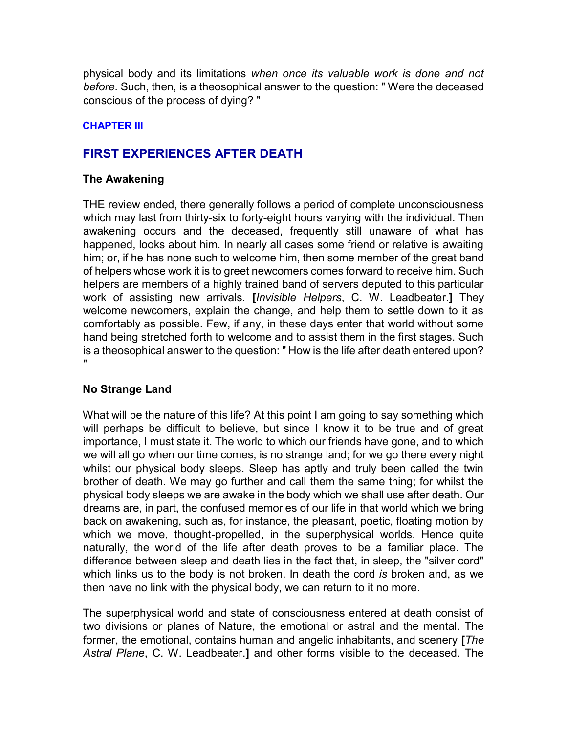physical body and its limitations *when once its valuable work is done and not before*. Such, then, is a theosophical answer to the question: " Were the deceased conscious of the process of dying? "

### CHAPTER III

## FIRST EXPERIENCES AFTER DEATH

### The Awakening

THE review ended, there generally follows a period of complete unconsciousness which may last from thirty-six to forty-eight hours varying with the individual. Then awakening occurs and the deceased, frequently still unaware of what has happened, looks about him. In nearly all cases some friend or relative is awaiting him; or, if he has none such to welcome him, then some member of the great band of helpers whose work it is to greet newcomers comes forward to receive him. Such helpers are members of a highly trained band of servers deputed to this particular work of assisting new arrivals. **[***Invisible Helpers*, C. W. Leadbeater.**]** They welcome newcomers, explain the change, and help them to settle down to it as comfortably as possible. Few, if any, in these days enter that world without some hand being stretched forth to welcome and to assist them in the first stages. Such is a theosophical answer to the question: " How is the life after death entered upon? "

### No Strange Land

What will be the nature of this life? At this point I am going to say something which will perhaps be difficult to believe, but since I know it to be true and of great importance, I must state it. The world to which our friends have gone, and to which we will all go when our time comes, is no strange land; for we go there every night whilst our physical body sleeps. Sleep has aptly and truly been called the twin brother of death. We may go further and call them the same thing; for whilst the physical body sleeps we are awake in the body which we shall use after death. Our dreams are, in part, the confused memories of our life in that world which we bring back on awakening, such as, for instance, the pleasant, poetic, floating motion by which we move, thought-propelled, in the superphysical worlds. Hence quite naturally, the world of the life after death proves to be a familiar place. The difference between sleep and death lies in the fact that, in sleep, the "silver cord" which links us to the body is not broken. In death the cord *is* broken and, as we then have no link with the physical body, we can return to it no more.

The superphysical world and state of consciousness entered at death consist of two divisions or planes of Nature, the emotional or astral and the mental. The former, the emotional, contains human and angelic inhabitants, and scenery **[***The Astral Plane*, C. W. Leadbeater.**]** and other forms visible to the deceased. The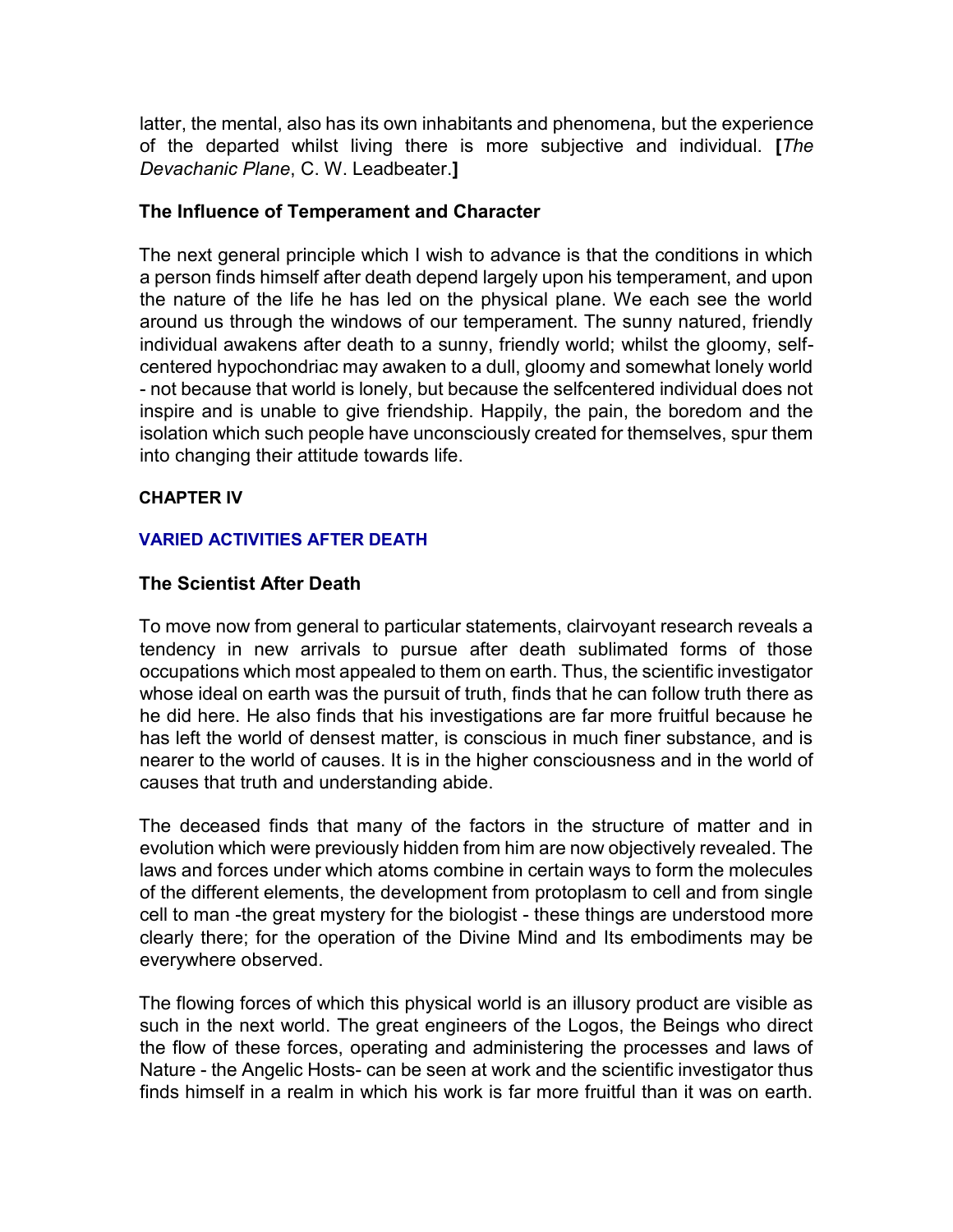latter, the mental, also has its own inhabitants and phenomena, but the experience of the departed whilst living there is more subjective and individual. **[***The Devachanic Plane*, C. W. Leadbeater.**]**

### The Influence of Temperament and Character

The next general principle which I wish to advance is that the conditions in which a person finds himself after death depend largely upon his temperament, and upon the nature of the life he has led on the physical plane. We each see the world around us through the windows of our temperament. The sunny natured, friendly individual awakens after death to a sunny, friendly world; whilst the gloomy, self-centered hypochondriac may awaken to a dull, gloomy and somewhat lonely world - not because that world is lonely, but because the selfcentered individual does not inspire and is unable to give friendship. Happily, the pain, the boredom and the isolation which such people have unconsciously created for themselves, spur them into changing their attitude towards life.

## CHAPTER IV

## VARIED ACTIVITIES AFTER DEATH

### The Scientist After Death

To move now from general to particular statements, clairvoyant research reveals a tendency in new arrivals to pursue after death sublimated forms of those occupations which most appealed to them on earth. Thus, the scientific investigator whose ideal on earth was the pursuit of truth, finds that he can follow truth there as he did here. He also finds that his investigations are far more fruitful because he has left the world of densest matter, is conscious in much finer substance, and is nearer to the world of causes. It is in the higher consciousness and in the world of causes that truth and understanding abide.

The deceased finds that many of the factors in the structure of matter and in evolution which were previously hidden from him are now objectively revealed. The laws and forces under which atoms combine in certain ways to form the molecules of the different elements, the development from protoplasm to cell and from single cell to man -the great mystery for the biologist - these things are understood more clearly there; for the operation of the Divine Mind and Its embodiments may be everywhere observed.

The flowing forces of which this physical world is an illusory product are visible as such in the next world. The great engineers of the Logos, the Beings who direct the flow of these forces, operating and administering the processes and laws of Nature - the Angelic Hosts- can be seen at work and the scientific investigator thus finds himself in a realm in which his work is far more fruitful than it was on earth.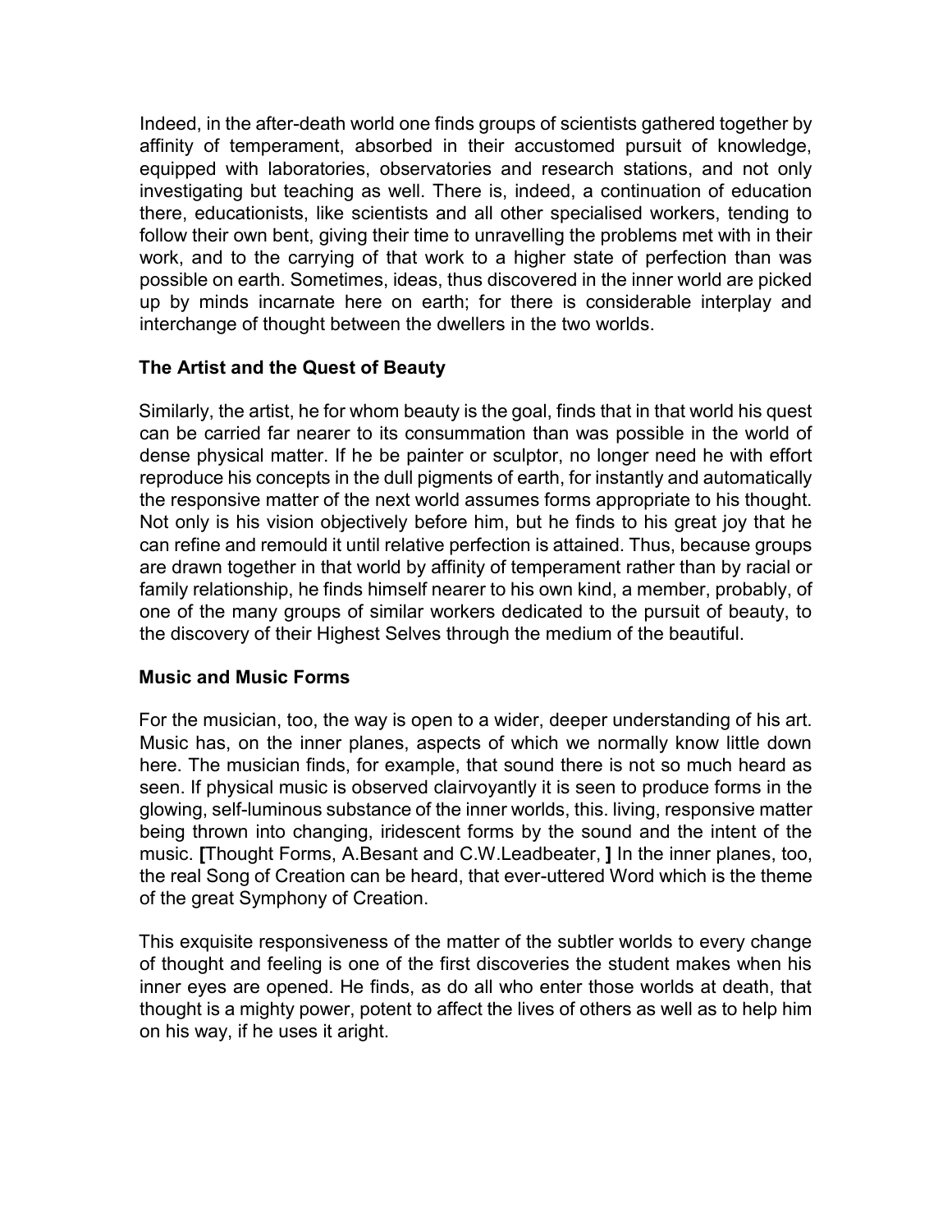Indeed, in the after-death world one finds groups of scientists gathered together by affinity of temperament, absorbed in their accustomed pursuit of knowledge, equipped with laboratories, observatories and research stations, and not only investigating but teaching as well. There is, indeed, a continuation of education there, educationists, like scientists and all other specialised workers, tending to follow their own bent, giving their time to unravelling the problems met with in their work, and to the carrying of that work to a higher state of perfection than was possible on earth. Sometimes, ideas, thus discovered in the inner world are picked up by minds incarnate here on earth; for there is considerable interplay and interchange of thought between the dwellers in the two worlds.

### The Artist and the Quest of Beauty

Similarly, the artist, he for whom beauty is the goal, finds that in that world his quest can be carried far nearer to its consummation than was possible in the world of dense physical matter. If he be painter or sculptor, no longer need he with effort reproduce his concepts in the dull pigments of earth, for instantly and automatically the responsive matter of the next world assumes forms appropriate to his thought. Not only is his vision objectively before him, but he finds to his great joy that he can refine and remould it until relative perfection is attained. Thus, because groups are drawn together in that world by affinity of temperament rather than by racial or family relationship, he finds himself nearer to his own kind, a member, probably, of one of the many groups of similar workers dedicated to the pursuit of beauty, to the discovery of their Highest Selves through the medium of the beautiful.

### Music and Music Forms

For the musician, too, the way is open to a wider, deeper understanding of his art. Music has, on the inner planes, aspects of which we normally know little down here. The musician finds, for example, that sound there is not so much heard as seen. If physical music is observed clairvoyantly it is seen to produce forms in the glowing, self-luminous substance of the inner worlds, this. living, responsive matter being thrown into changing, iridescent forms by the sound and the intent of the music. **[**Thought Forms, A.Besant and C.W.Leadbeater, **]** In the inner planes, too, the real Song of Creation can be heard, that ever-uttered Word which is the theme of the great Symphony of Creation.

This exquisite responsiveness of the matter of the subtler worlds to every change of thought and feeling is one of the first discoveries the student makes when his inner eyes are opened. He finds, as do all who enter those worlds at death, that thought is a mighty power, potent to affect the lives of others as well as to help him on his way, if he uses it aright.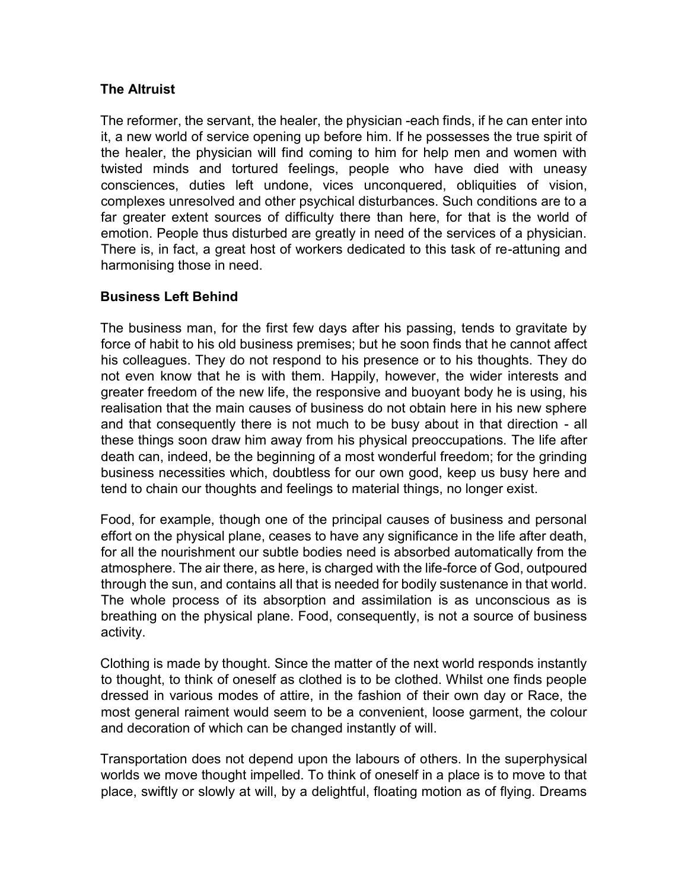### The Altruist

The reformer, the servant, the healer, the physician -each finds, if he can enter into it, a new world of service opening up before him. If he possesses the true spirit of the healer, the physician will find coming to him for help men and women with twisted minds and tortured feelings, people who have died with uneasy consciences, duties left undone, vices unconquered, obliquities of vision, complexes unresolved and other psychical disturbances. Such conditions are to a far greater extent sources of difficulty there than here, for that is the world of emotion. People thus disturbed are greatly in need of the services of a physician. There is, in fact, a great host of workers dedicated to this task of re-attuning and harmonising those in need.

### Business Left Behind

The business man, for the first few days after his passing, tends to gravitate by force of habit to his old business premises; but he soon finds that he cannot affect his colleagues. They do not respond to his presence or to his thoughts. They do not even know that he is with them. Happily, however, the wider interests and greater freedom of the new life, the responsive and buoyant body he is using, his realisation that the main causes of business do not obtain here in his new sphere and that consequently there is not much to be busy about in that direction - all these things soon draw him away from his physical preoccupations. The life after death can, indeed, be the beginning of a most wonderful freedom; for the grinding business necessities which, doubtless for our own good, keep us busy here and tend to chain our thoughts and feelings to material things, no longer exist.

Food, for example, though one of the principal causes of business and personal effort on the physical plane, ceases to have any significance in the life after death, for all the nourishment our subtle bodies need is absorbed automatically from the atmosphere. The air there, as here, is charged with the life-force of God, outpoured through the sun, and contains all that is needed for bodily sustenance in that world. The whole process of its absorption and assimilation is as unconscious as is breathing on the physical plane. Food, consequently, is not a source of business activity.

Clothing is made by thought. Since the matter of the next world responds instantly to thought, to think of oneself as clothed is to be clothed. Whilst one finds people dressed in various modes of attire, in the fashion of their own day or Race, the most general raiment would seem to be a convenient, loose garment, the colour and decoration of which can be changed instantly of will.

Transportation does not depend upon the labours of others. In the superphysical worlds we move thought impelled. To think of oneself in a place is to move to that place, swiftly or slowly at will, by a delightful, floating motion as of flying. Dreams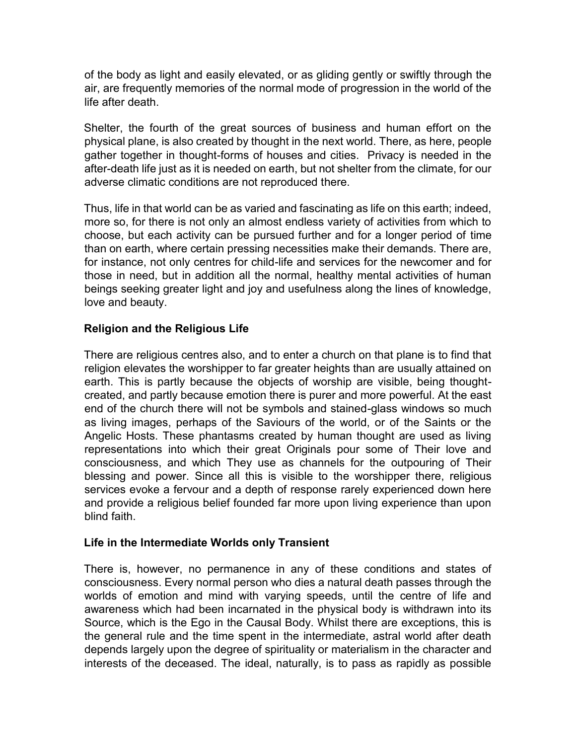of the body as light and easily elevated, or as gliding gently or swiftly through the air, are frequently memories of the normal mode of progression in the world of the life after death.

Shelter, the fourth of the great sources of business and human effort on the physical plane, is also created by thought in the next world. There, as here, people gather together in thought-forms of houses and cities. Privacy is needed in the after-death life just as it is needed on earth, but not shelter from the climate, for our adverse climatic conditions are not reproduced there.

Thus, life in that world can be as varied and fascinating as life on this earth; indeed, more so, for there is not only an almost endless variety of activities from which to choose, but each activity can be pursued further and for a longer period of time than on earth, where certain pressing necessities make their demands. There are, for instance, not only centres for child-life and services for the newcomer and for those in need, but in addition all the normal, healthy mental activities of human beings seeking greater light and joy and usefulness along the lines of knowledge, love and beauty.

### Religion and the Religious Life

There are religious centres also, and to enter a church on that plane is to find that religion elevates the worshipper to far greater heights than are usually attained on earth. This is partly because the objects of worship are visible, being thought-created, and partly because emotion there is purer and more powerful. At the east end of the church there will not be symbols and stained-glass windows so much as living images, perhaps of the Saviours of the world, or of the Saints or the Angelic Hosts. These phantasms created by human thought are used as living representations into which their great Originals pour some of Their love and consciousness, and which They use as channels for the outpouring of Their blessing and power. Since all this is visible to the worshipper there, religious services evoke a fervour and a depth of response rarely experienced down here and provide a religious belief founded far more upon living experience than upon blind faith.

### Life in the Intermediate Worlds only Transient

There is, however, no permanence in any of these conditions and states of consciousness. Every normal person who dies a natural death passes through the worlds of emotion and mind with varying speeds, until the centre of life and awareness which had been incarnated in the physical body is withdrawn into its Source, which is the Ego in the Causal Body. Whilst there are exceptions, this is the general rule and the time spent in the intermediate, astral world after death depends largely upon the degree of spirituality or materialism in the character and interests of the deceased. The ideal, naturally, is to pass as rapidly as possible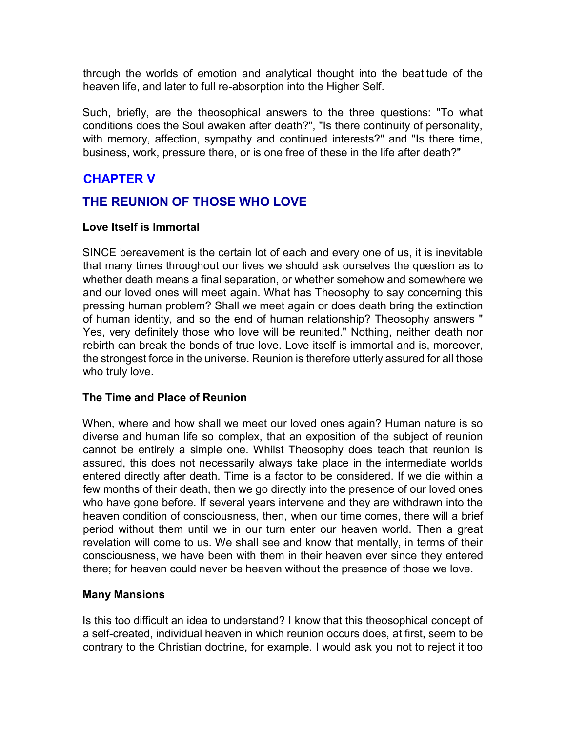through the worlds of emotion and analytical thought into the beatitude of the heaven life, and later to full re-absorption into the Higher Self.

Such, briefly, are the theosophical answers to the three questions: "To what conditions does the Soul awaken after death?", "Is there continuity of personality, with memory, affection, sympathy and continued interests?" and "Is there time, business, work, pressure there, or is one free of these in the life after death?"

## CHAPTER V

## THE REUNION OF THOSE WHO LOVE

### Love Itself is Immortal

SINCE bereavement is the certain lot of each and every one of us, it is inevitable that many times throughout our lives we should ask ourselves the question as to whether death means a final separation, or whether somehow and somewhere we and our loved ones will meet again. What has Theosophy to say concerning this pressing human problem? Shall we meet again or does death bring the extinction of human identity, and so the end of human relationship? Theosophy answers " Yes, very definitely those who love will be reunited." Nothing, neither death nor rebirth can break the bonds of true love. Love itself is immortal and is, moreover, the strongest force in the universe. Reunion is therefore utterly assured for all those who truly love.

### The Time and Place of Reunion

When, where and how shall we meet our loved ones again? Human nature is so diverse and human life so complex, that an exposition of the subject of reunion cannot be entirely a simple one. Whilst Theosophy does teach that reunion is assured, this does not necessarily always take place in the intermediate worlds entered directly after death. Time is a factor to be considered. If we die within a few months of their death, then we go directly into the presence of our loved ones who have gone before. If several years intervene and they are withdrawn into the heaven condition of consciousness, then, when our time comes, there will a brief period without them until we in our turn enter our heaven world. Then a great revelation will come to us. We shall see and know that mentally, in terms of their consciousness, we have been with them in their heaven ever since they entered there; for heaven could never be heaven without the presence of those we love.

### Many Mansions

Is this too difficult an idea to understand? I know that this theosophical concept of a self-created, individual heaven in which reunion occurs does, at first, seem to be contrary to the Christian doctrine, for example. I would ask you not to reject it too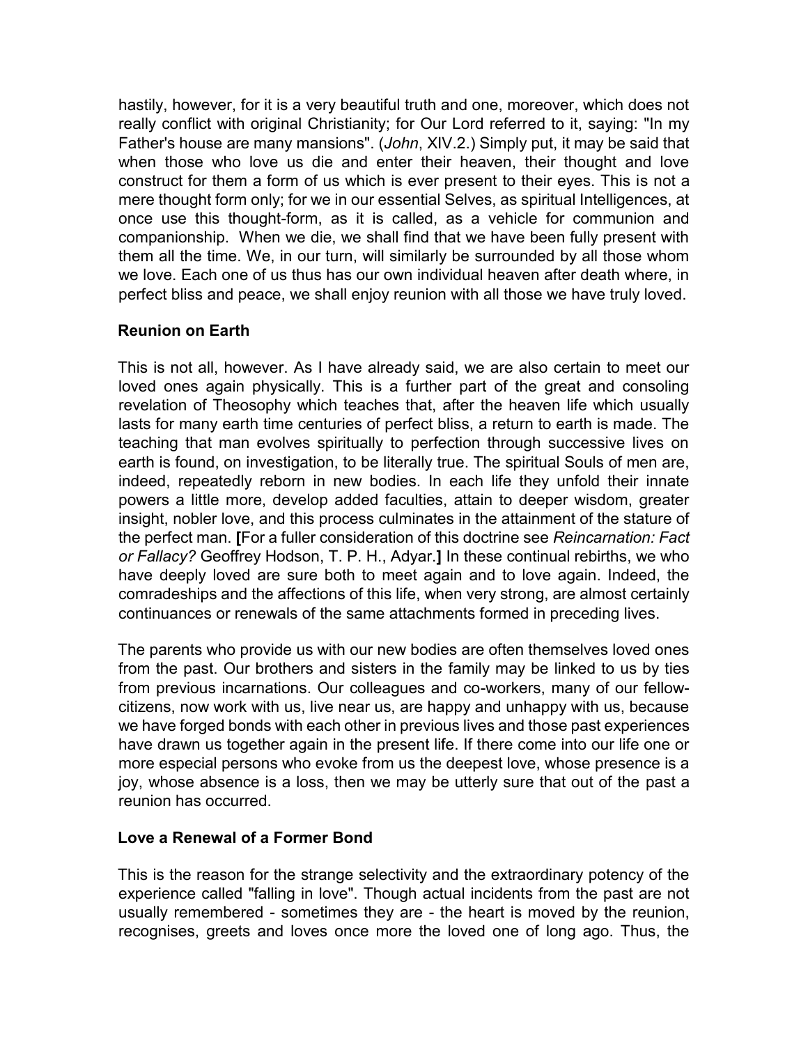hastily, however, for it is a very beautiful truth and one, moreover, which does not really conflict with original Christianity; for Our Lord referred to it, saying: "In my Father's house are many mansions". (*John*, XIV.2.) Simply put, it may be said that when those who love us die and enter their heaven, their thought and love construct for them a form of us which is ever present to their eyes. This is not a mere thought form only; for we in our essential Selves, as spiritual Intelligences, at once use this thought-form, as it is called, as a vehicle for communion and companionship. When we die, we shall find that we have been fully present with them all the time. We, in our turn, will similarly be surrounded by all those whom we love. Each one of us thus has our own individual heaven after death where, in perfect bliss and peace, we shall enjoy reunion with all those we have truly loved.

### Reunion on Earth

This is not all, however. As I have already said, we are also certain to meet our loved ones again physically. This is a further part of the great and consoling revelation of Theosophy which teaches that, after the heaven life which usually lasts for many earth time centuries of perfect bliss, a return to earth is made. The teaching that man evolves spiritually to perfection through successive lives on earth is found, on investigation, to be literally true. The spiritual Souls of men are, indeed, repeatedly reborn in new bodies. In each life they unfold their innate powers a little more, develop added faculties, attain to deeper wisdom, greater insight, nobler love, and this process culminates in the attainment of the stature of the perfect man. **[**For a fuller consideration of this doctrine see *Reincarnation: Fact or Fallacy?* Geoffrey Hodson, T. P. H., Adyar.**]** In these continual rebirths, we who have deeply loved are sure both to meet again and to love again. Indeed, the comradeships and the affections of this life, when very strong, are almost certainly continuances or renewals of the same attachments formed in preceding lives.

The parents who provide us with our new bodies are often themselves loved ones from the past. Our brothers and sisters in the family may be linked to us by ties from previous incarnations. Our colleagues and co-workers, many of our fellow-citizens, now work with us, live near us, are happy and unhappy with us, because we have forged bonds with each other in previous lives and those past experiences have drawn us together again in the present life. If there come into our life one or more especial persons who evoke from us the deepest love, whose presence is a joy, whose absence is a loss, then we may be utterly sure that out of the past a reunion has occurred.

### Love a Renewal of a Former Bond

This is the reason for the strange selectivity and the extraordinary potency of the experience called "falling in love". Though actual incidents from the past are not usually remembered - sometimes they are - the heart is moved by the reunion, recognises, greets and loves once more the loved one of long ago. Thus, the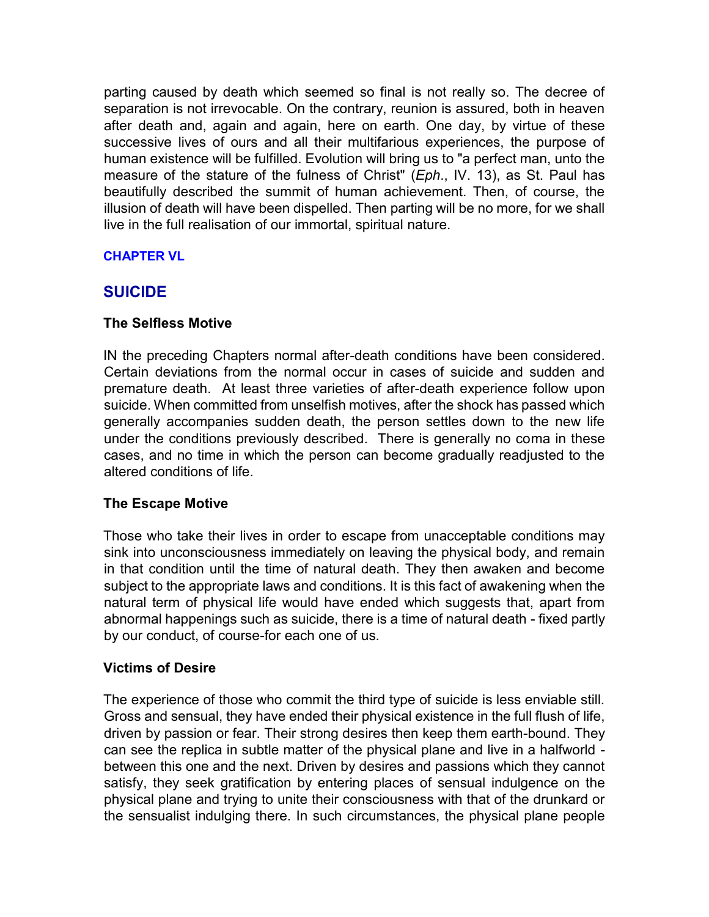parting caused by death which seemed so final is not really so. The decree of separation is not irrevocable. On the contrary, reunion is assured, both in heaven after death and, again and again, here on earth. One day, by virtue of these successive lives of ours and all their multifarious experiences, the purpose of human existence will be fulfilled. Evolution will bring us to "a perfect man, unto the measure of the stature of the fulness of Christ" (*Eph*., IV. 13), as St. Paul has beautifully described the summit of human achievement. Then, of course, the illusion of death will have been dispelled. Then parting will be no more, for we shall live in the full realisation of our immortal, spiritual nature.

### CHAPTER VL

## SUICIDE

### The Selfless Motive

IN the preceding Chapters normal after-death conditions have been considered. Certain deviations from the normal occur in cases of suicide and sudden and premature death. At least three varieties of after-death experience follow upon suicide. When committed from unselfish motives, after the shock has passed which generally accompanies sudden death, the person settles down to the new life under the conditions previously described. There is generally no coma in these cases, and no time in which the person can become gradually readjusted to the altered conditions of life.

### The Escape Motive

Those who take their lives in order to escape from unacceptable conditions may sink into unconsciousness immediately on leaving the physical body, and remain in that condition until the time of natural death. They then awaken and become subject to the appropriate laws and conditions. It is this fact of awakening when the natural term of physical life would have ended which suggests that, apart from abnormal happenings such as suicide, there is a time of natural death - fixed partly by our conduct, of course-for each one of us.

### Victims of Desire

The experience of those who commit the third type of suicide is less enviable still. Gross and sensual, they have ended their physical existence in the full flush of life, driven by passion or fear. Their strong desires then keep them earth-bound. They can see the replica in subtle matter of the physical plane and live in a halfworld - between this one and the next. Driven by desires and passions which they cannot satisfy, they seek gratification by entering places of sensual indulgence on the physical plane and trying to unite their consciousness with that of the drunkard or the sensualist indulging there. In such circumstances, the physical plane people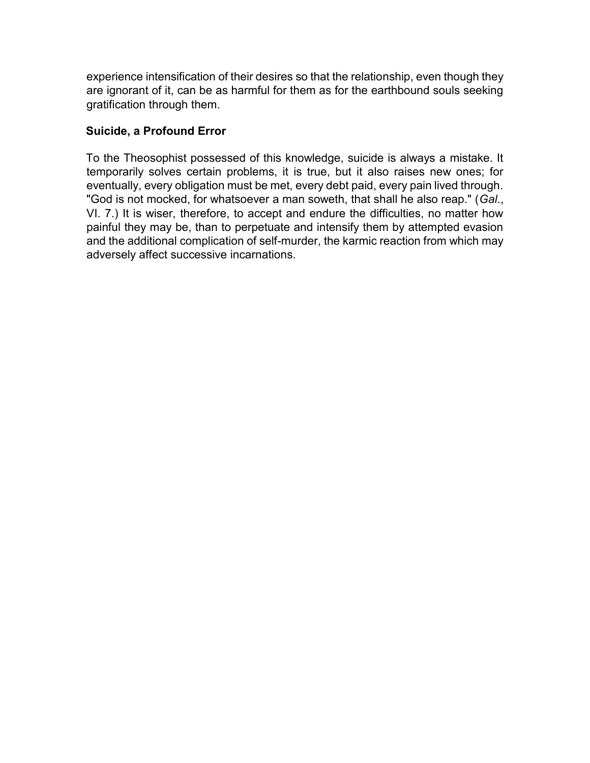experience intensification of their desires so that the relationship, even though they are ignorant of it, can be as harmful for them as for the earthbound souls seeking gratification through them.

### Suicide, a Profound Error

To the Theosophist possessed of this knowledge, suicide is always a mistake. It temporarily solves certain problems, it is true, but it also raises new ones; for eventually, every obligation must be met, every debt paid, every pain lived through. "God is not mocked, for whatsoever a man soweth, that shall he also reap." (*Gal.*, VI. 7.) It is wiser, therefore, to accept and endure the difficulties, no matter how painful they may be, than to perpetuate and intensify them by attempted evasion and the additional complication of self-murder, the karmic reaction from which may adversely affect successive incarnations.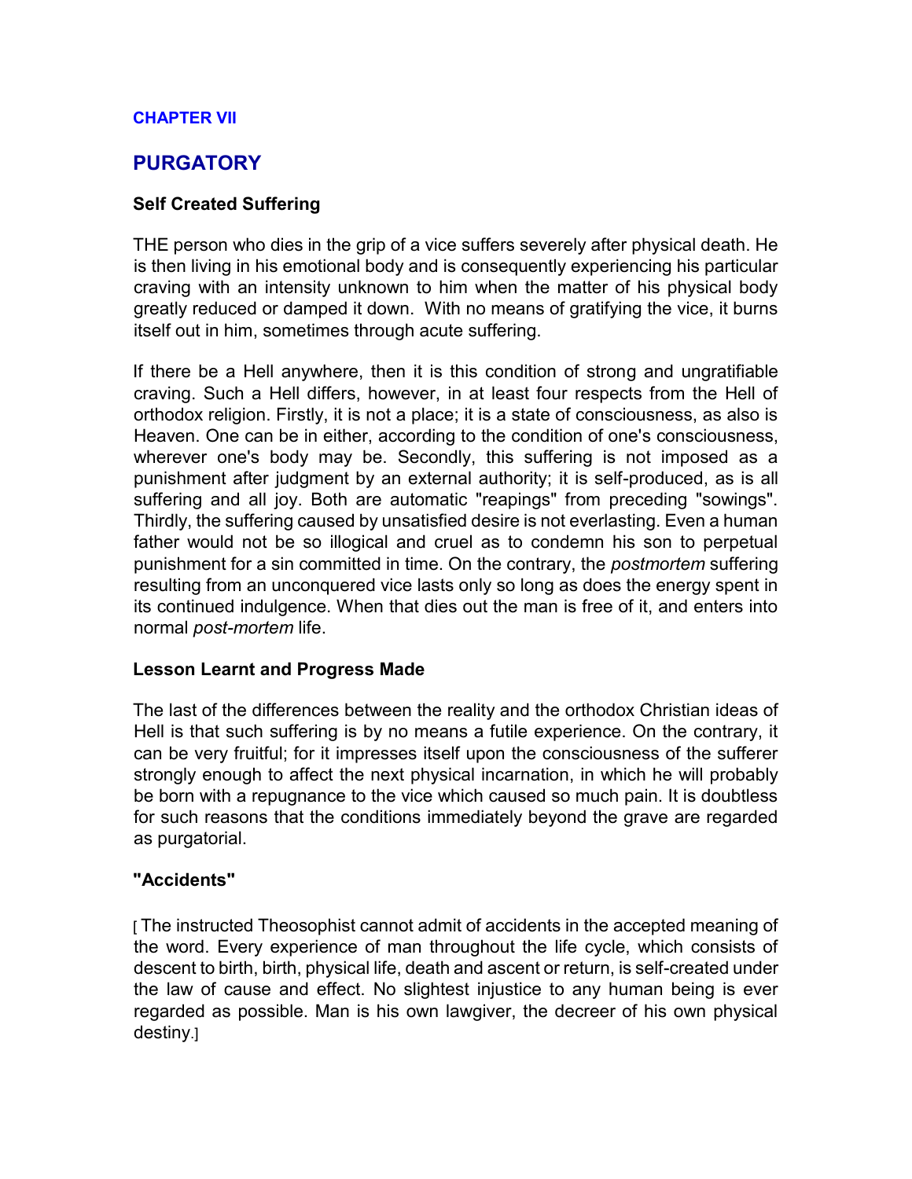### CHAPTER VII

## PURGATORY

### Self Created Suffering

THE person who dies in the grip of a vice suffers severely after physical death. He is then living in his emotional body and is consequently experiencing his particular craving with an intensity unknown to him when the matter of his physical body greatly reduced or damped it down. With no means of gratifying the vice, it burns itself out in him, sometimes through acute suffering.

If there be a Hell anywhere, then it is this condition of strong and ungratifiable craving. Such a Hell differs, however, in at least four respects from the Hell of orthodox religion. Firstly, it is not a place; it is a state of consciousness, as also is Heaven. One can be in either, according to the condition of one's consciousness, wherever one's body may be. Secondly, this suffering is not imposed as a punishment after judgment by an external authority; it is self-produced, as is all suffering and all joy. Both are automatic "reapings" from preceding "sowings". Thirdly, the suffering caused by unsatisfied desire is not everlasting. Even a human father would not be so illogical and cruel as to condemn his son to perpetual punishment for a sin committed in time. On the contrary, the *postmortem* suffering resulting from an unconquered vice lasts only so long as does the energy spent in its continued indulgence. When that dies out the man is free of it, and enters into normal *post-mortem* life.

### Lesson Learnt and Progress Made

The last of the differences between the reality and the orthodox Christian ideas of Hell is that such suffering is by no means a futile experience. On the contrary, it can be very fruitful; for it impresses itself upon the consciousness of the sufferer strongly enough to affect the next physical incarnation, in which he will probably be born with a repugnance to the vice which caused so much pain. It is doubtless for such reasons that the conditions immediately beyond the grave are regarded as purgatorial.

### "Accidents"

[ The instructed Theosophist cannot admit of accidents in the accepted meaning of the word. Every experience of man throughout the life cycle, which consists of descent to birth, birth, physical life, death and ascent or return, is self-created under the law of cause and effect. No slightest injustice to any human being is ever regarded as possible. Man is his own lawgiver, the decreer of his own physical destiny.]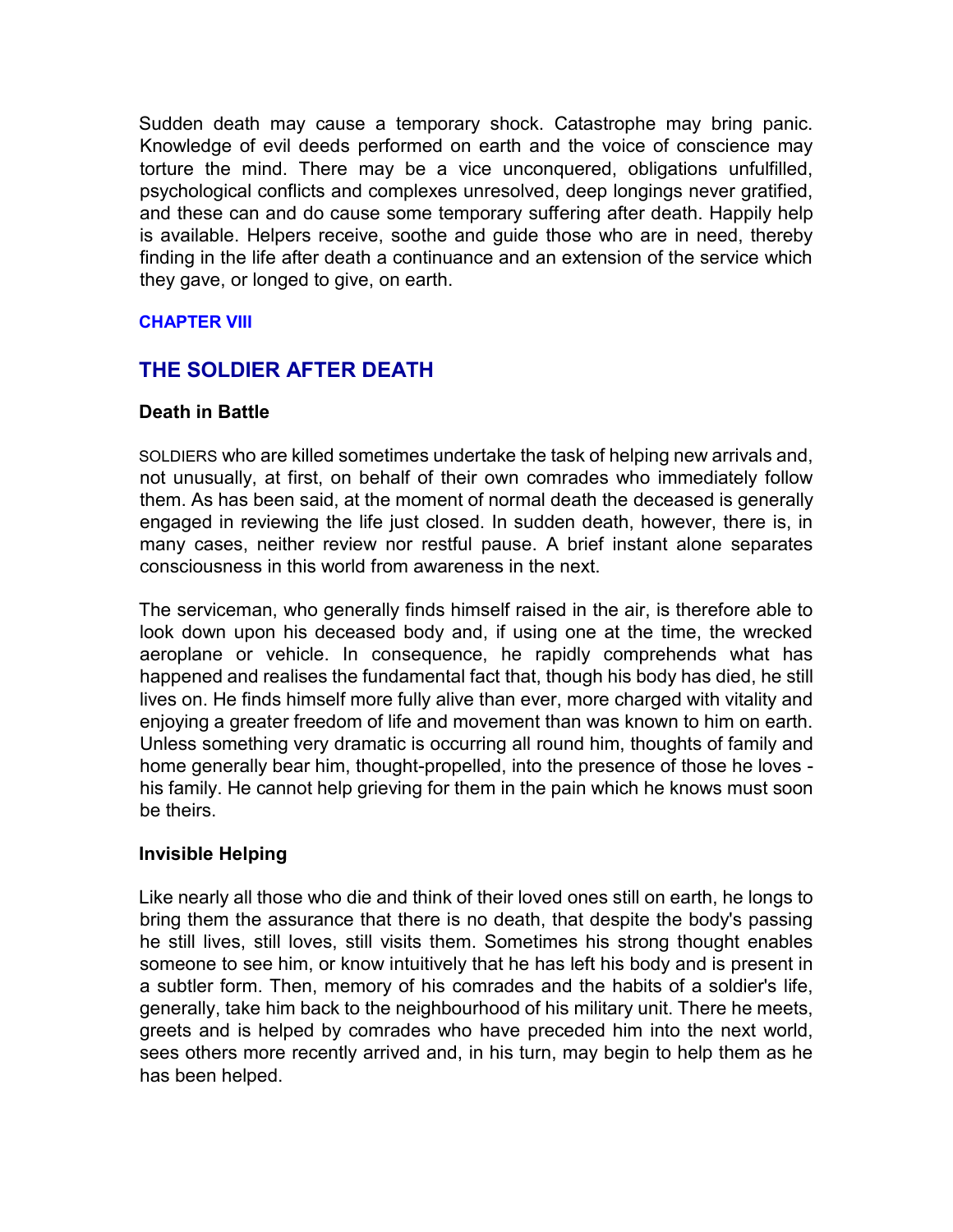Sudden death may cause a temporary shock. Catastrophe may bring panic. Knowledge of evil deeds performed on earth and the voice of conscience may torture the mind. There may be a vice unconquered, obligations unfulfilled, psychological conflicts and complexes unresolved, deep longings never gratified, and these can and do cause some temporary suffering after death. Happily help is available. Helpers receive, soothe and guide those who are in need, thereby finding in the life after death a continuance and an extension of the service which they gave, or longed to give, on earth.

### CHAPTER VIII

## THE SOLDIER AFTER DEATH

### Death in Battle

SOLDIERS who are killed sometimes undertake the task of helping new arrivals and, not unusually, at first, on behalf of their own comrades who immediately follow them. As has been said, at the moment of normal death the deceased is generally engaged in reviewing the life just closed. In sudden death, however, there is, in many cases, neither review nor restful pause. A brief instant alone separates consciousness in this world from awareness in the next.

The serviceman, who generally finds himself raised in the air, is therefore able to look down upon his deceased body and, if using one at the time, the wrecked aeroplane or vehicle. In consequence, he rapidly comprehends what has happened and realises the fundamental fact that, though his body has died, he still lives on. He finds himself more fully alive than ever, more charged with vitality and enjoying a greater freedom of life and movement than was known to him on earth. Unless something very dramatic is occurring all round him, thoughts of family and home generally bear him, thought-propelled, into the presence of those he loves - his family. He cannot help grieving for them in the pain which he knows must soon be theirs.

### Invisible Helping

Like nearly all those who die and think of their loved ones still on earth, he longs to bring them the assurance that there is no death, that despite the body's passing he still lives, still loves, still visits them. Sometimes his strong thought enables someone to see him, or know intuitively that he has left his body and is present in a subtler form. Then, memory of his comrades and the habits of a soldier's life, generally, take him back to the neighbourhood of his military unit. There he meets, greets and is helped by comrades who have preceded him into the next world, sees others more recently arrived and, in his turn, may begin to help them as he has been helped.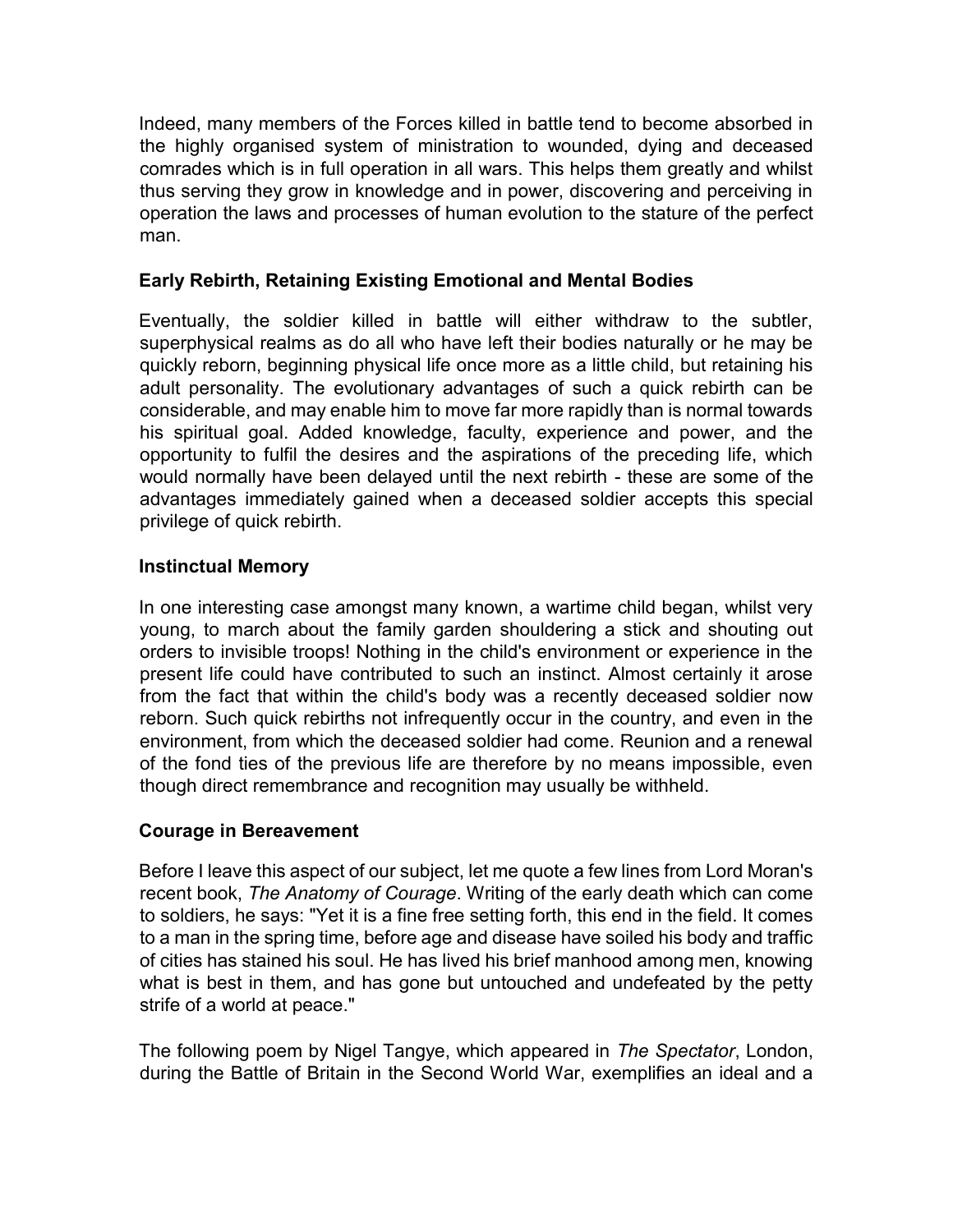Indeed, many members of the Forces killed in battle tend to become absorbed in the highly organised system of ministration to wounded, dying and deceased comrades which is in full operation in all wars. This helps them greatly and whilst thus serving they grow in knowledge and in power, discovering and perceiving in operation the laws and processes of human evolution to the stature of the perfect man.

### Early Rebirth, Retaining Existing Emotional and Mental Bodies

Eventually, the soldier killed in battle will either withdraw to the subtler, superphysical realms as do all who have left their bodies naturally or he may be quickly reborn, beginning physical life once more as a little child, but retaining his adult personality. The evolutionary advantages of such a quick rebirth can be considerable, and may enable him to move far more rapidly than is normal towards his spiritual goal. Added knowledge, faculty, experience and power, and the opportunity to fulfil the desires and the aspirations of the preceding life, which would normally have been delayed until the next rebirth - these are some of the advantages immediately gained when a deceased soldier accepts this special privilege of quick rebirth.

### Instinctual Memory

In one interesting case amongst many known, a wartime child began, whilst very young, to march about the family garden shouldering a stick and shouting out orders to invisible troops! Nothing in the child's environment or experience in the present life could have contributed to such an instinct. Almost certainly it arose from the fact that within the child's body was a recently deceased soldier now reborn. Such quick rebirths not infrequently occur in the country, and even in the environment, from which the deceased soldier had come. Reunion and a renewal of the fond ties of the previous life are therefore by no means impossible, even though direct remembrance and recognition may usually be withheld.

### Courage in Bereavement

Before I leave this aspect of our subject, let me quote a few lines from Lord Moran's recent book, *The Anatomy of Courage*. Writing of the early death which can come to soldiers, he says: "Yet it is a fine free setting forth, this end in the field. It comes to a man in the spring time, before age and disease have soiled his body and traffic of cities has stained his soul. He has lived his brief manhood among men, knowing what is best in them, and has gone but untouched and undefeated by the petty strife of a world at peace."

The following poem by Nigel Tangye, which appeared in *The Spectator*, London, during the Battle of Britain in the Second World War, exemplifies an ideal and a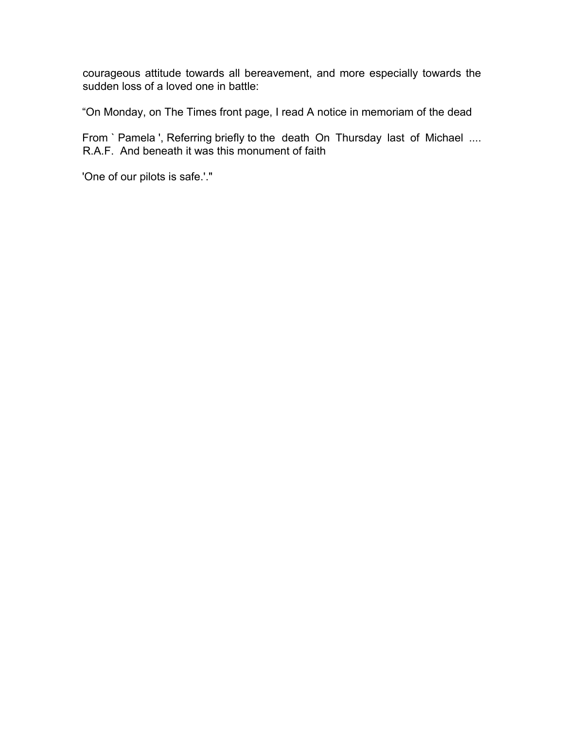courageous attitude towards all bereavement, and more especially towards the sudden loss of a loved one in battle:

“On Monday, on The Times front page, I read A notice in memoriam of the dead

From ` Pamela ', Referring briefly to the death On Thursday last of Michael .... R.A.F. And beneath it was this monument of faith

'One of our pilots is safe.'."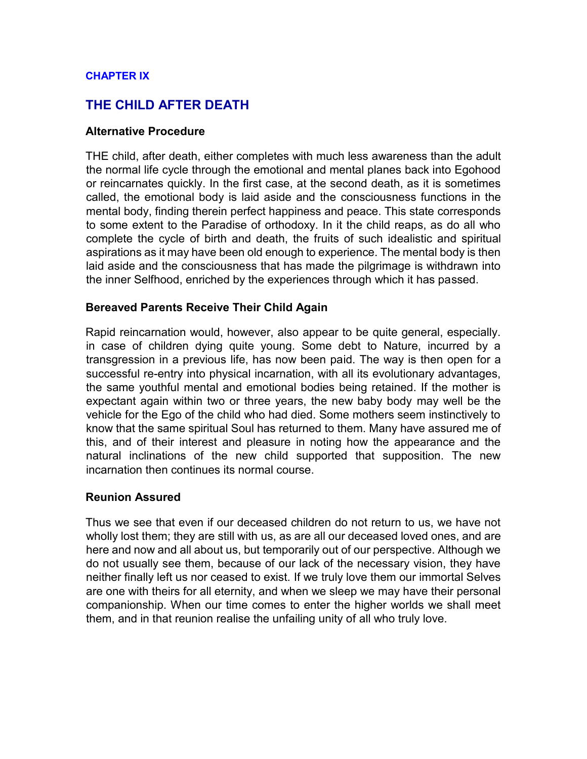## CHAPTER IX

# THE CHILD AFTER DEATH

### Alternative Procedure

THE child, after death, either completes with much less awareness than the adult the normal life cycle through the emotional and mental planes back into Egohood or reincarnates quickly. In the first case, at the second death, as it is sometimes called, the emotional body is laid aside and the consciousness functions in the mental body, finding therein perfect happiness and peace. This state corresponds to some extent to the Paradise of orthodoxy. In it the child reaps, as do all who complete the cycle of birth and death, the fruits of such idealistic and spiritual aspirations as it may have been old enough to experience. The mental body is then laid aside and the consciousness that has made the pilgrimage is withdrawn into the inner Selfhood, enriched by the experiences through which it has passed.

### Bereaved Parents Receive Their Child Again

Rapid reincarnation would, however, also appear to be quite general, especially. in case of children dying quite young. Some debt to Nature, incurred by a transgression in a previous life, has now been paid. The way is then open for a successful re-entry into physical incarnation, with all its evolutionary advantages, the same youthful mental and emotional bodies being retained. If the mother is expectant again within two or three years, the new baby body may well be the vehicle for the Ego of the child who had died. Some mothers seem instinctively to know that the same spiritual Soul has returned to them. Many have assured me of this, and of their interest and pleasure in noting how the appearance and the natural inclinations of the new child supported that supposition. The new incarnation then continues its normal course.

### Reunion Assured

Thus we see that even if our deceased children do not return to us, we have not wholly lost them; they are still with us, as are all our deceased loved ones, and are here and now and all about us, but temporarily out of our perspective. Although we do not usually see them, because of our lack of the necessary vision, they have neither finally left us nor ceased to exist. If we truly love them our immortal Selves are one with theirs for all eternity, and when we sleep we may have their personal companionship. When our time comes to enter the higher worlds we shall meet them, and in that reunion realise the unfailing unity of all who truly love.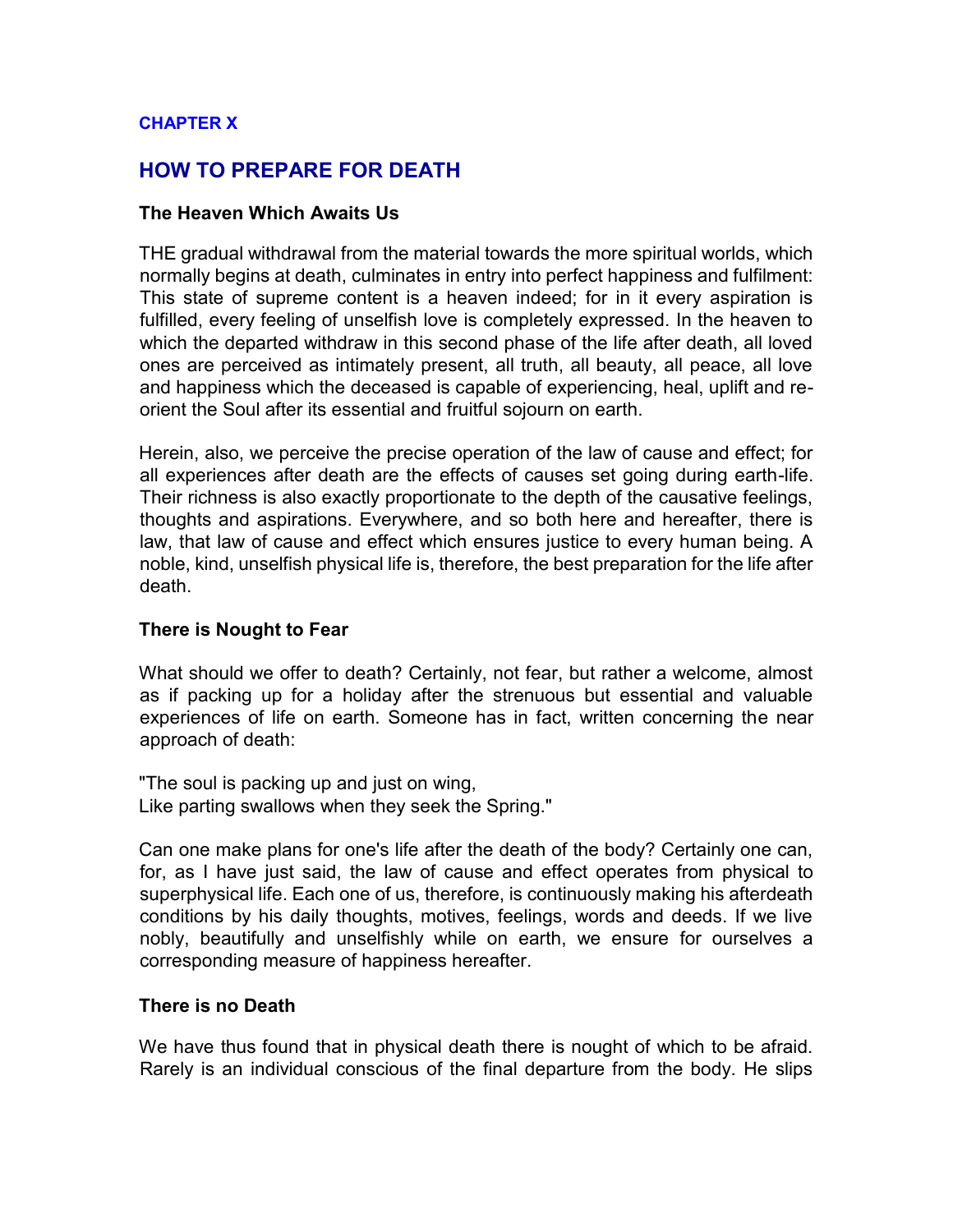**CHAPTER X**

## HOW TO PREPARE FOR DEATH

### The Heaven Which Awaits Us

THE gradual withdrawal from the material towards the more spiritual worlds, which normally begins at death, culminates in entry into perfect happiness and fulfilment: This state of supreme content is a heaven indeed; for in it every aspiration is fulfilled, every feeling of unselfish love is completely expressed. In the heaven to which the departed withdraw in this second phase of the life after death, all loved ones are perceived as intimately present, all truth, all beauty, all peace, all love and happiness which the deceased is capable of experiencing, heal, uplift and re-orient the Soul after its essential and fruitful sojourn on earth.

Herein, also, we perceive the precise operation of the law of cause and effect; for all experiences after death are the effects of causes set going during earth-life. Their richness is also exactly proportionate to the depth of the causative feelings, thoughts and aspirations. Everywhere, and so both here and hereafter, there is law, that law of cause and effect which ensures justice to every human being. A noble, kind, unselfish physical life is, therefore, the best preparation for the life after death.

### There is Nought to Fear

What should we offer to death? Certainly, not fear, but rather a welcome, almost as if packing up for a holiday after the strenuous but essential and valuable experiences of life on earth. Someone has in fact, written concerning the near approach of death:

"The soul is packing up and just on wing,
Like parting swallows when they seek the Spring."

Can one make plans for one's life after the death of the body? Certainly one can, for, as I have just said, the law of cause and effect operates from physical to superphysical life. Each one of us, therefore, is continuously making his afterdeath conditions by his daily thoughts, motives, feelings, words and deeds. If we live nobly, beautifully and unselfishly while on earth, we ensure for ourselves a corresponding measure of happiness hereafter.

### There is no Death

We have thus found that in physical death there is nought of which to be afraid. Rarely is an individual conscious of the final departure from the body. He slips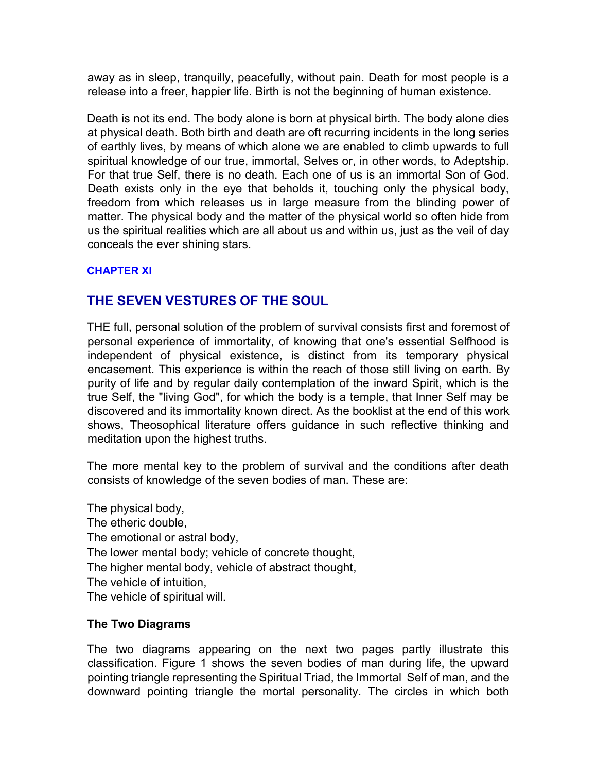away as in sleep, tranquilly, peacefully, without pain. Death for most people is a release into a freer, happier life. Birth is not the beginning of human existence.

Death is not its end. The body alone is born at physical birth. The body alone dies at physical death. Both birth and death are oft recurring incidents in the long series of earthly lives, by means of which alone we are enabled to climb upwards to full spiritual knowledge of our true, immortal, Selves or, in other words, to Adeptship. For that true Self, there is no death. Each one of us is an immortal Son of God. Death exists only in the eye that beholds it, touching only the physical body, freedom from which releases us in large measure from the blinding power of matter. The physical body and the matter of the physical world so often hide from us the spiritual realities which are all about us and within us, just as the veil of day conceals the ever shining stars.

### CHAPTER XI

## THE SEVEN VESTURES OF THE SOUL

THE full, personal solution of the problem of survival consists first and foremost of personal experience of immortality, of knowing that one's essential Selfhood is independent of physical existence, is distinct from its temporary physical encasement. This experience is within the reach of those still living on earth. By purity of life and by regular daily contemplation of the inward Spirit, which is the true Self, the "living God", for which the body is a temple, that Inner Self may be discovered and its immortality known direct. As the booklist at the end of this work shows, Theosophical literature offers guidance in such reflective thinking and meditation upon the highest truths.

The more mental key to the problem of survival and the conditions after death consists of knowledge of the seven bodies of man. These are:

The physical body,
The etheric double,
The emotional or astral body,
The lower mental body; vehicle of concrete thought,
The higher mental body, vehicle of abstract thought,
The vehicle of intuition,
The vehicle of spiritual will.

**The Two Diagrams**

The two diagrams appearing on the next two pages partly illustrate this classification. Figure 1 shows the seven bodies of man during life, the upward pointing triangle representing the Spiritual Triad, the Immortal Self of man, and the downward pointing triangle the mortal personality. The circles in which both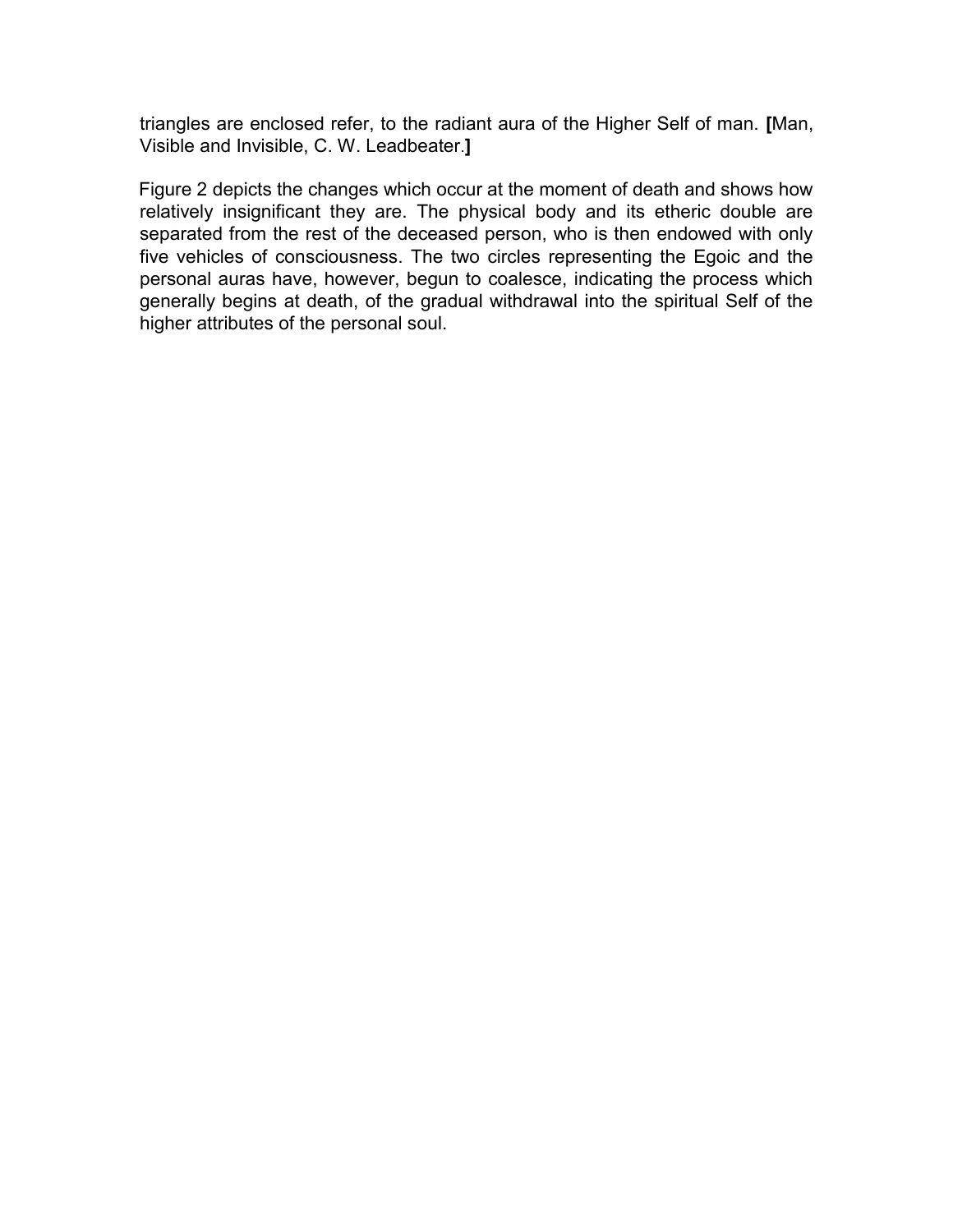triangles are enclosed refer, to the radiant aura of the Higher Self of man. **[**Man, Visible and Invisible, C. W. Leadbeater.**]**

Figure 2 depicts the changes which occur at the moment of death and shows how relatively insignificant they are. The physical body and its etheric double are separated from the rest of the deceased person, who is then endowed with only five vehicles of consciousness. The two circles representing the Egoic and the personal auras have, however, begun to coalesce, indicating the process which generally begins at death, of the gradual withdrawal into the spiritual Self of the higher attributes of the personal soul.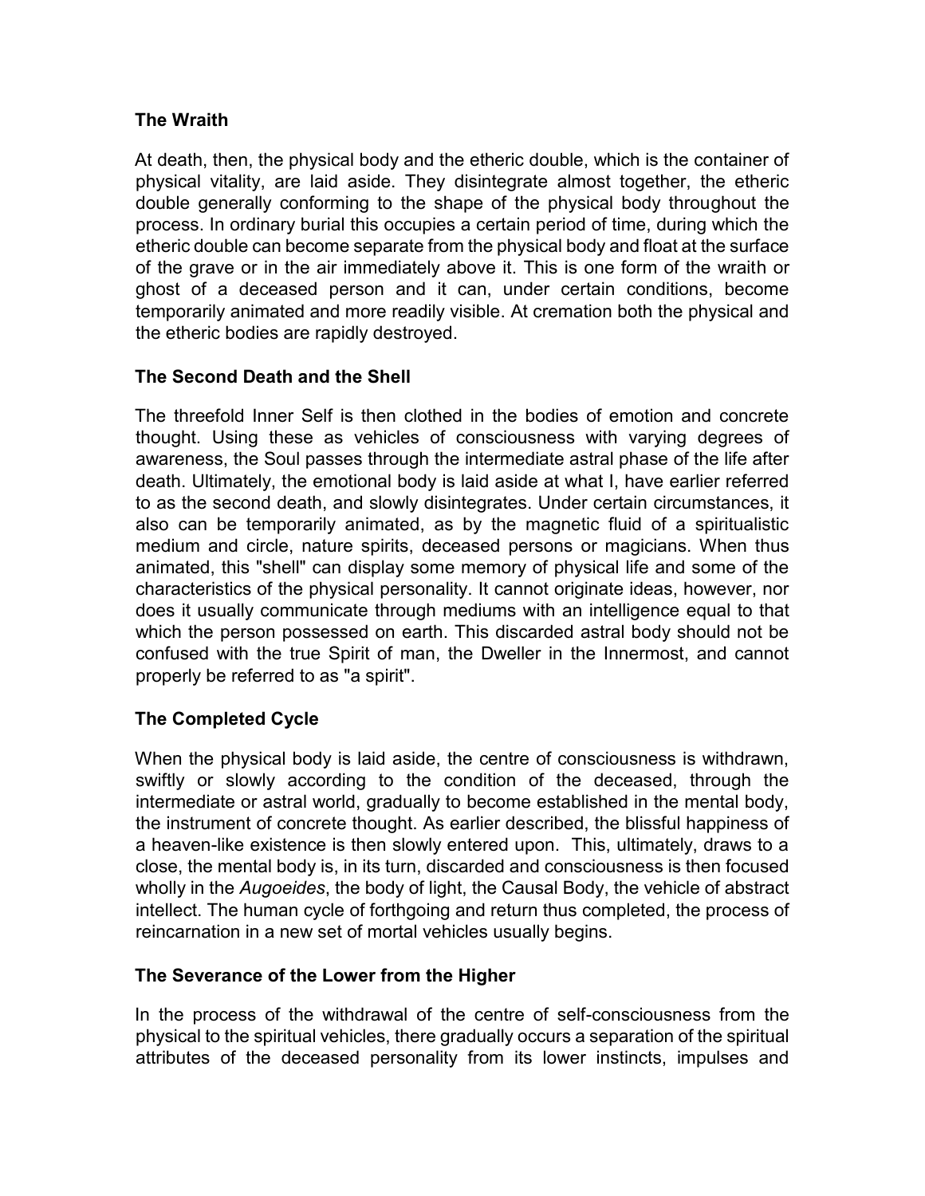### The Wraith

At death, then, the physical body and the etheric double, which is the container of physical vitality, are laid aside. They disintegrate almost together, the etheric double generally conforming to the shape of the physical body throughout the process. In ordinary burial this occupies a certain period of time, during which the etheric double can become separate from the physical body and float at the surface of the grave or in the air immediately above it. This is one form of the wraith or ghost of a deceased person and it can, under certain conditions, become temporarily animated and more readily visible. At cremation both the physical and the etheric bodies are rapidly destroyed.

### The Second Death and the Shell

The threefold Inner Self is then clothed in the bodies of emotion and concrete thought. Using these as vehicles of consciousness with varying degrees of awareness, the Soul passes through the intermediate astral phase of the life after death. Ultimately, the emotional body is laid aside at what I, have earlier referred to as the second death, and slowly disintegrates. Under certain circumstances, it also can be temporarily animated, as by the magnetic fluid of a spiritualistic medium and circle, nature spirits, deceased persons or magicians. When thus animated, this "shell" can display some memory of physical life and some of the characteristics of the physical personality. It cannot originate ideas, however, nor does it usually communicate through mediums with an intelligence equal to that which the person possessed on earth. This discarded astral body should not be confused with the true Spirit of man, the Dweller in the Innermost, and cannot properly be referred to as "a spirit".

### The Completed Cycle

When the physical body is laid aside, the centre of consciousness is withdrawn, swiftly or slowly according to the condition of the deceased, through the intermediate or astral world, gradually to become established in the mental body, the instrument of concrete thought. As earlier described, the blissful happiness of a heaven-like existence is then slowly entered upon. This, ultimately, draws to a close, the mental body is, in its turn, discarded and consciousness is then focused wholly in the *Augoeides*, the body of light, the Causal Body, the vehicle of abstract intellect. The human cycle of forthgoing and return thus completed, the process of reincarnation in a new set of mortal vehicles usually begins.

### The Severance of the Lower from the Higher

In the process of the withdrawal of the centre of self-consciousness from the physical to the spiritual vehicles, there gradually occurs a separation of the spiritual attributes of the deceased personality from its lower instincts, impulses and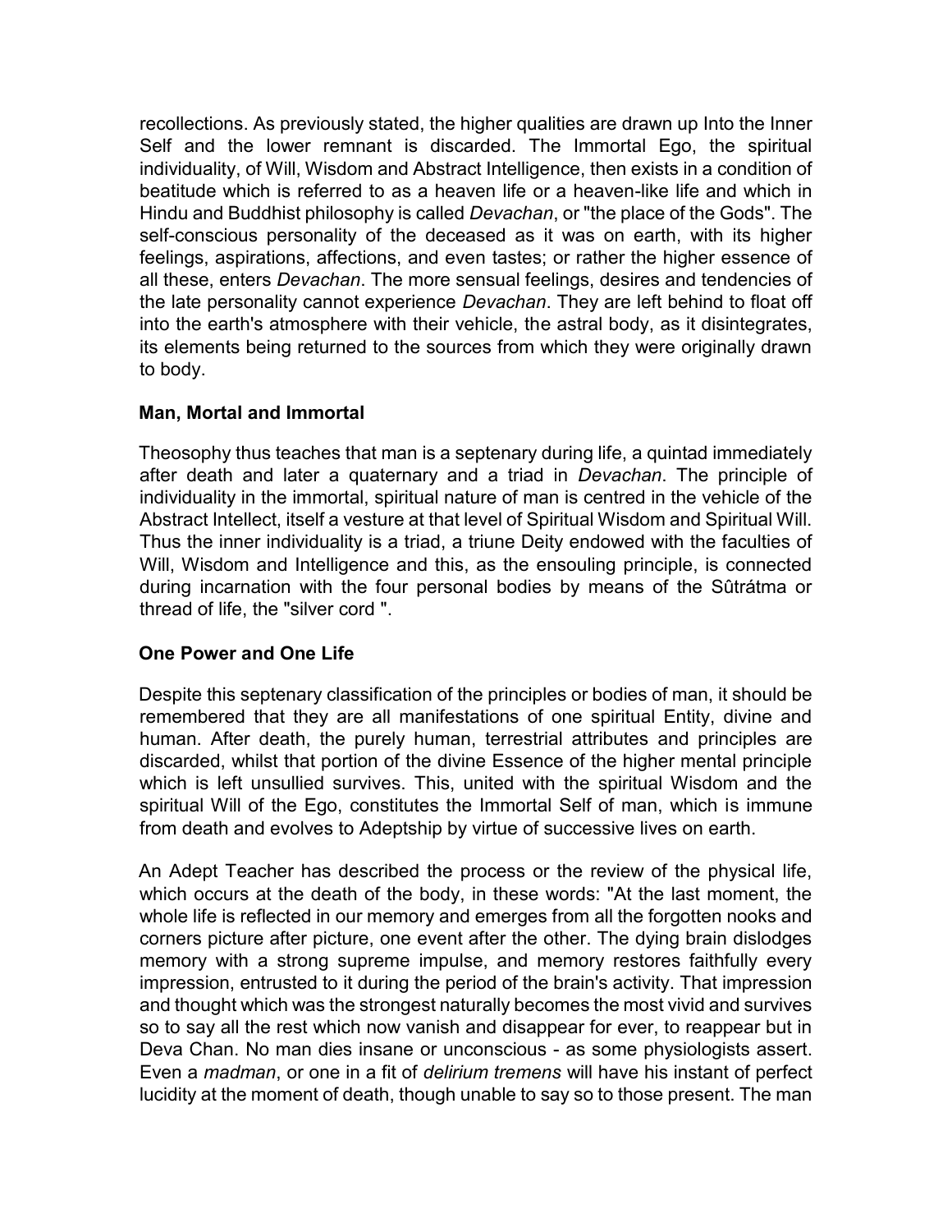recollections. As previously stated, the higher qualities are drawn up Into the Inner Self and the lower remnant is discarded. The Immortal Ego, the spiritual individuality, of Will, Wisdom and Abstract Intelligence, then exists in a condition of beatitude which is referred to as a heaven life or a heaven-like life and which in Hindu and Buddhist philosophy is called *Devachan*, or "the place of the Gods". The self-conscious personality of the deceased as it was on earth, with its higher feelings, aspirations, affections, and even tastes; or rather the higher essence of all these, enters *Devachan*. The more sensual feelings, desires and tendencies of the late personality cannot experience *Devachan*. They are left behind to float off into the earth's atmosphere with their vehicle, the astral body, as it disintegrates, its elements being returned to the sources from which they were originally drawn to body.

**Man, Mortal and Immortal**

Theosophy thus teaches that man is a septenary during life, a quintad immediately after death and later a quaternary and a triad in *Devachan*. The principle of individuality in the immortal, spiritual nature of man is centred in the vehicle of the Abstract Intellect, itself a vesture at that level of Spiritual Wisdom and Spiritual Will. Thus the inner individuality is a triad, a triune Deity endowed with the faculties of Will, Wisdom and Intelligence and this, as the ensouling principle, is connected during incarnation with the four personal bodies by means of the Sûtrátma or thread of life, the "silver cord ".

**One Power and One Life**

Despite this septenary classification of the principles or bodies of man, it should be remembered that they are all manifestations of one spiritual Entity, divine and human. After death, the purely human, terrestrial attributes and principles are discarded, whilst that portion of the divine Essence of the higher mental principle which is left unsullied survives. This, united with the spiritual Wisdom and the spiritual Will of the Ego, constitutes the Immortal Self of man, which is immune from death and evolves to Adeptship by virtue of successive lives on earth.

An Adept Teacher has described the process or the review of the physical life, which occurs at the death of the body, in these words: "At the last moment, the whole life is reflected in our memory and emerges from all the forgotten nooks and corners picture after picture, one event after the other. The dying brain dislodges memory with a strong supreme impulse, and memory restores faithfully every impression, entrusted to it during the period of the brain's activity. That impression and thought which was the strongest naturally becomes the most vivid and survives so to say all the rest which now vanish and disappear for ever, to reappear but in Deva Chan. No man dies insane or unconscious - as some physiologists assert. Even a *madman*, or one in a fit of *delirium tremens* will have his instant of perfect lucidity at the moment of death, though unable to say so to those present. The man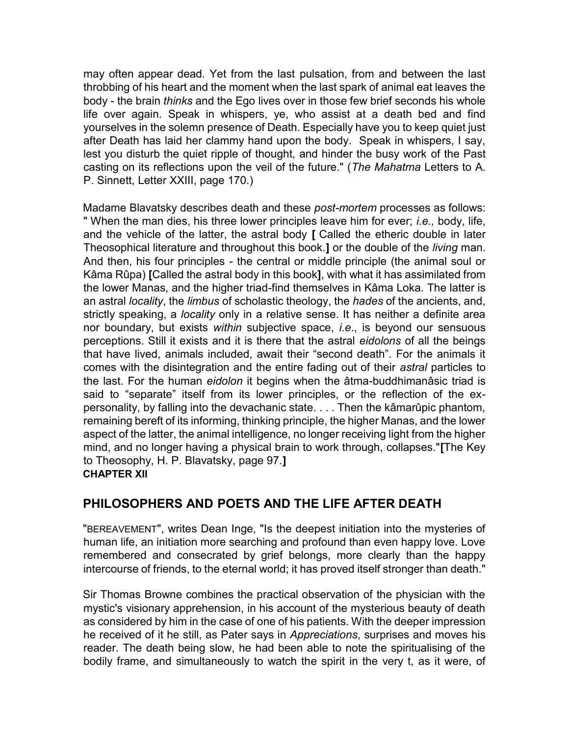may often appear dead. Yet from the last pulsation, from and between the last throbbing of his heart and the moment when the last spark of animal eat leaves the body - the brain *thinks* and the Ego lives over in those few brief seconds his whole life over again. Speak in whispers, ye, who assist at a death bed and find yourselves in the solemn presence of Death. Especially have you to keep quiet just after Death has laid her clammy hand upon the body. Speak in whispers, I say, lest you disturb the quiet ripple of thought, and hinder the busy work of the Past casting on its reflections upon the veil of the future." (*The Mahatma* Letters to A. P. Sinnett, Letter XXIII, page 170.)

Madame Blavatsky describes death and these *post-mortem* processes as follows: " When the man dies, his three lower principles leave him for ever; *i.e.,* body, life, and the vehicle of the latter, the astral body **[** Called the etheric double in later Theosophical literature and throughout this book.**]** or the double of the *living* man. And then, his four principles - the central or middle principle (the animal soul or Kâma Rûpa) **[**Called the astral body in this book**]**, with what it has assimilated from the lower Manas, and the higher triad-find themselves in Kâma Loka. The latter is an astral *locality*, the *limbus* of scholastic theology, the *hades* of the ancients, and, strictly speaking, a *locality* only in a relative sense. It has neither a definite area nor boundary, but exists *within* subjective space, *i.e*., is beyond our sensuous perceptions. Still it exists and it is there that the astral *eidolons* of all the beings that have lived, animals included, await their "second death". For the animals it comes with the disintegration and the entire fading out of their *astral* particles to the last. For the human *eidolon* it begins when the âtma-buddhimanâsic triad is said to "separate" itself from its lower principles, or the reflection of the ex-personality, by falling into the devachanic state. . . . Then the kâmarûpic phantom, remaining bereft of its informing, thinking principle, the higher Manas, and the lower aspect of the latter, the animal intelligence, no longer receiving light from the higher mind, and no longer having a physical brain to work through, collapses."**[**The Key to Theosophy, H. P. Blavatsky, page 97.**]**

**CHAPTER XII**

## PHILOSOPHERS AND POETS AND THE LIFE AFTER DEATH

"BEREAVEMENT", writes Dean Inge, "Is the deepest initiation into the mysteries of human life, an initiation more searching and profound than even happy love. Love remembered and consecrated by grief belongs, more clearly than the happy intercourse of friends, to the eternal world; it has proved itself stronger than death."

Sir Thomas Browne combines the practical observation of the physician with the mystic's visionary apprehension, in his account of the mysterious beauty of death as considered by him in the case of one of his patients. With the deeper impression he received of it he still, as Pater says in *Appreciations*, surprises and moves his reader. The death being slow, he had been able to note the spiritualising of the bodily frame, and simultaneously to watch the spirit in the very t, as it were, of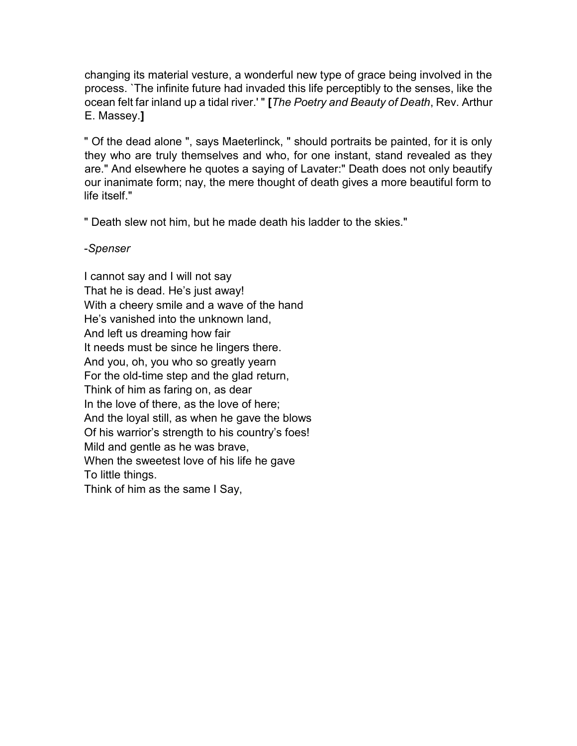changing its material vesture, a wonderful new type of grace being involved in the process. `The infinite future had invaded this life perceptibly to the senses, like the ocean felt far inland up a tidal river.' " **[***The Poetry and Beauty of Death*, Rev. Arthur E. Massey.**]**

" Of the dead alone ", says Maeterlinck, " should portraits be painted, for it is only they who are truly themselves and who, for one instant, stand revealed as they are." And elsewhere he quotes a saying of Lavater:" Death does not only beautify our inanimate form; nay, the mere thought of death gives a more beautiful form to life itself."

" Death slew not him, but he made death his ladder to the skies."

-*Spenser*

I cannot say and I will not say  
That he is dead. He's just away!  
With a cheery smile and a wave of the hand  
He's vanished into the unknown land,  
And left us dreaming how fair  
It needs must be since he lingers there.  
And you, oh, you who so greatly yearn  
For the old-time step and the glad return,  
Think of him as faring on, as dear  
In the love of there, as the love of here;  
And the loyal still, as when he gave the blows  
Of his warrior's strength to his country's foes!  
Mild and gentle as he was brave,  
When the sweetest love of his life he gave  
To little things.  
Think of him as the same I Say,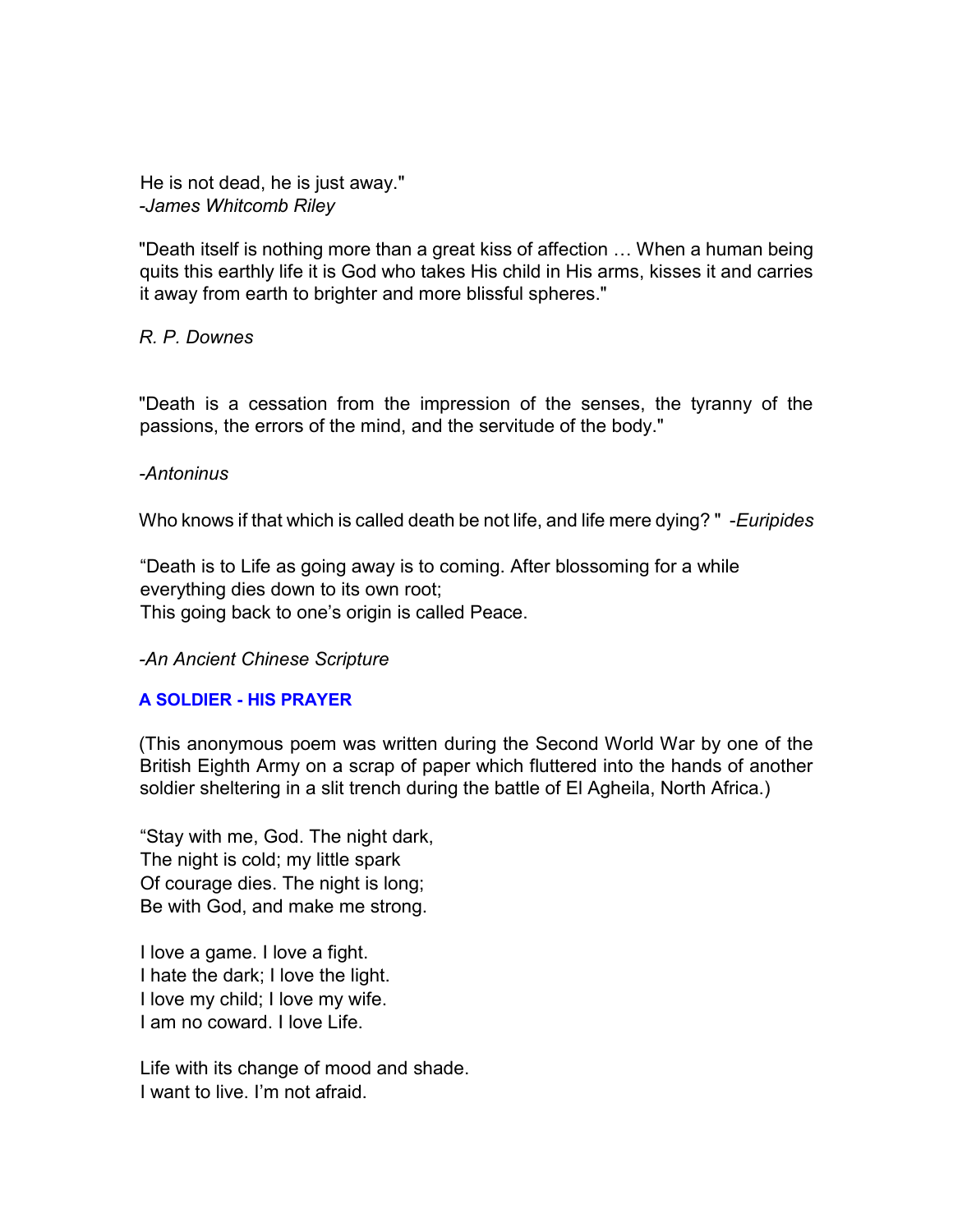He is not dead, he is just away."
-*James Whitcomb Riley*

"Death itself is nothing more than a great kiss of affection … When a human being quits this earthly life it is God who takes His child in His arms, kisses it and carries it away from earth to brighter and more blissful spheres."

*R. P. Downes*

"Death is a cessation from the impression of the senses, the tyranny of the passions, the errors of the mind, and the servitude of the body."

*-Antoninus*

Who knows if that which is called death be not life, and life mere dying? " -*Euripides*

"Death is to Life as going away is to coming. After blossoming for a while everything dies down to its own root;
This going back to one's origin is called Peace.

*-An Ancient Chinese Scripture*

**A SOLDIER - HIS PRAYER**

(This anonymous poem was written during the Second World War by one of the British Eighth Army on a scrap of paper which fluttered into the hands of another soldier sheltering in a slit trench during the battle of El Agheila, North Africa.)

"Stay with me, God. The night dark,
The night is cold; my little spark
Of courage dies. The night is long;
Be with God, and make me strong.

I love a game. I love a fight.
I hate the dark; I love the light.
I love my child; I love my wife.
I am no coward. I love Life.

Life with its change of mood and shade.
I want to live. I'm not afraid.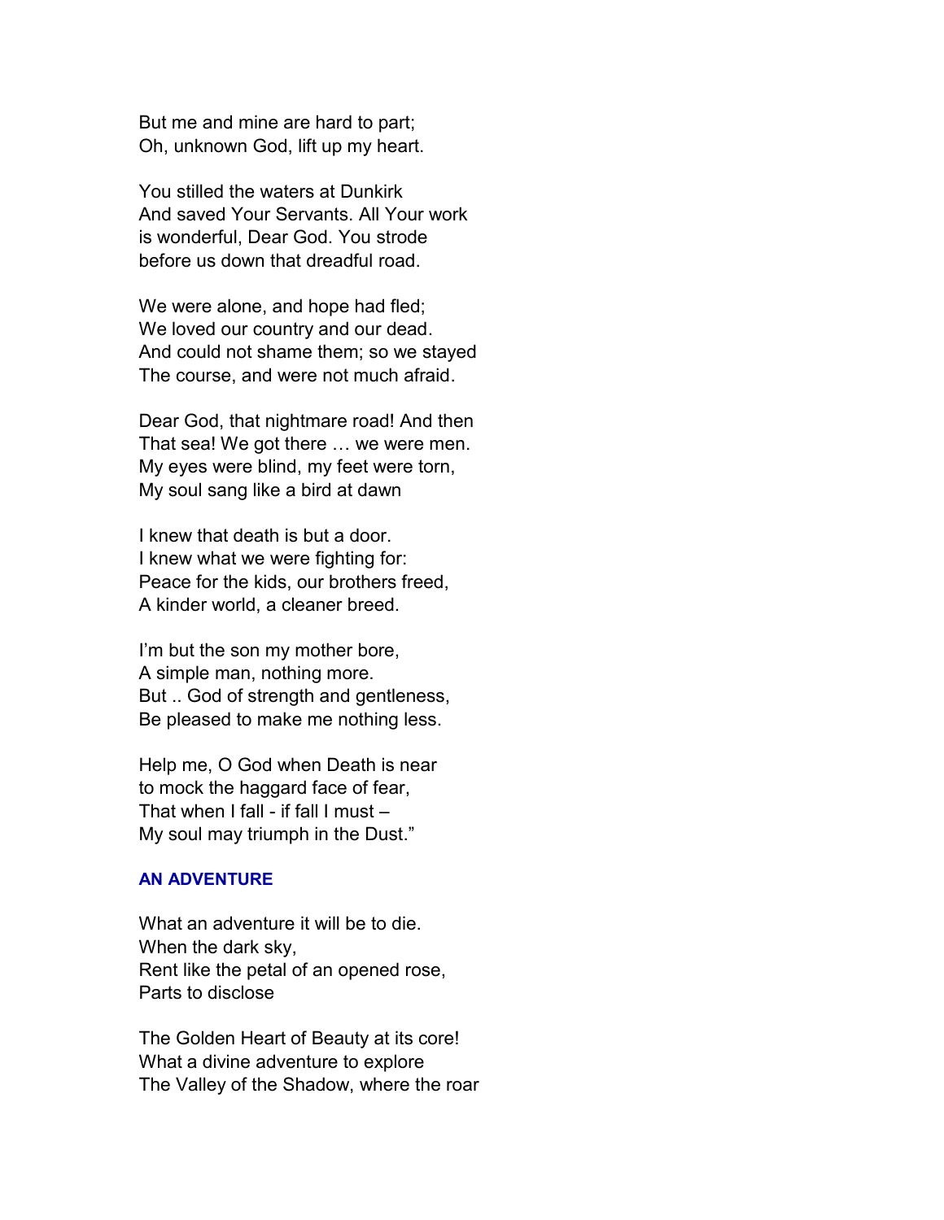But me and mine are hard to part;
Oh, unknown God, lift up my heart.

You stilled the waters at Dunkirk
And saved Your Servants. All Your work
is wonderful, Dear God. You strode
before us down that dreadful road.

We were alone, and hope had fled;
We loved our country and our dead.
And could not shame them; so we stayed
The course, and were not much afraid.

Dear God, that nightmare road! And then
That sea! We got there … we were men.
My eyes were blind, my feet were torn,
My soul sang like a bird at dawn

I knew that death is but a door.
I knew what we were fighting for:
Peace for the kids, our brothers freed,
A kinder world, a cleaner breed.

I'm but the son my mother bore,
A simple man, nothing more.
But .. God of strength and gentleness,
Be pleased to make me nothing less.

Help me, O God when Death is near
to mock the haggard face of fear,
That when I fall - if fall I must –
My soul may triumph in the Dust."

### AN ADVENTURE

What an adventure it will be to die.
When the dark sky,
Rent like the petal of an opened rose,
Parts to disclose

The Golden Heart of Beauty at its core!
What a divine adventure to explore
The Valley of the Shadow, where the roar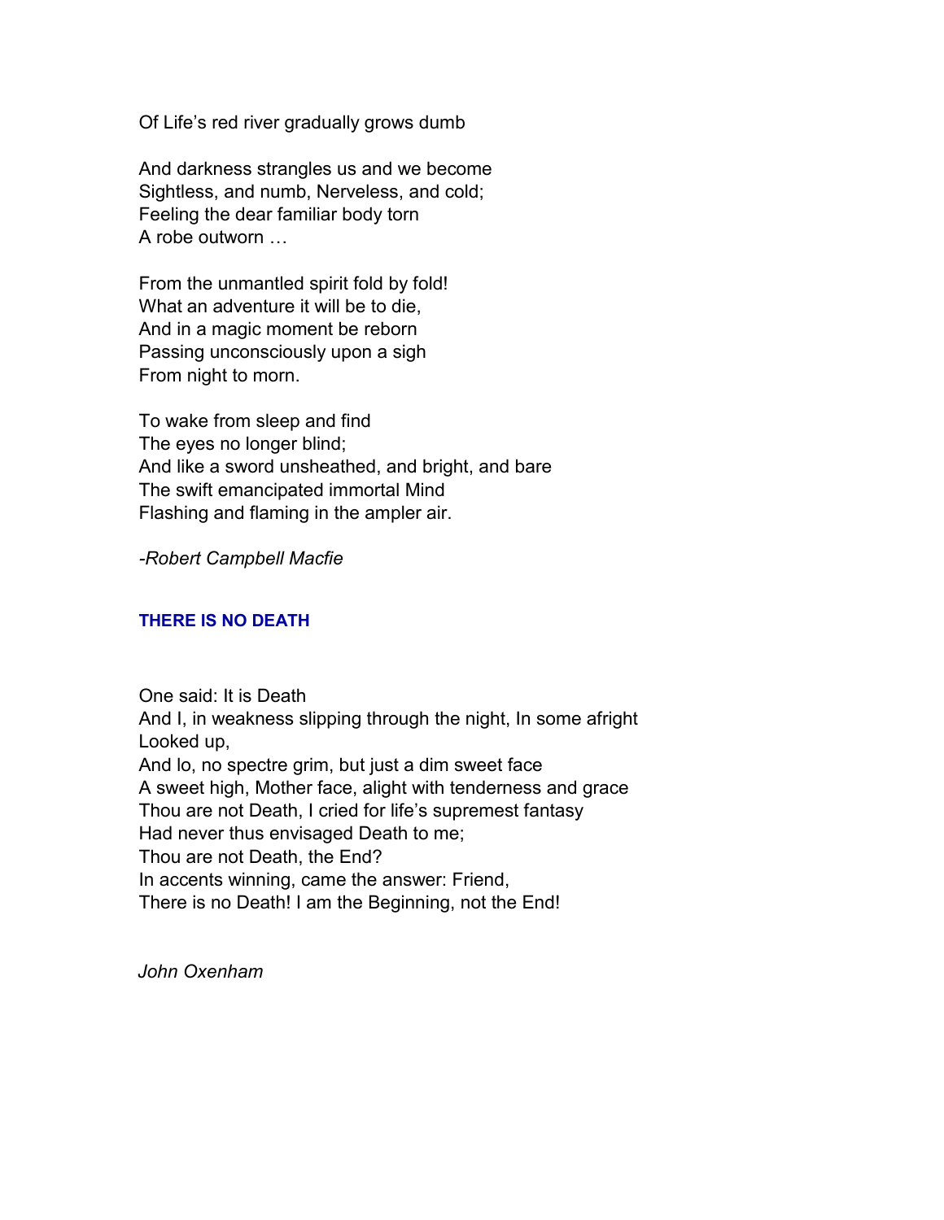Of Life's red river gradually grows dumb

And darkness strangles us and we become
Sightless, and numb, Nerveless, and cold;
Feeling the dear familiar body torn
A robe outworn …

From the unmantled spirit fold by fold!
What an adventure it will be to die,
And in a magic moment be reborn
Passing unconsciously upon a sigh
From night to morn.

To wake from sleep and find
The eyes no longer blind;
And like a sword unsheathed, and bright, and bare
The swift emancipated immortal Mind
Flashing and flaming in the ampler air.

*-Robert Campbell Macfie*

## THERE IS NO DEATH

One said: It is Death
And I, in weakness slipping through the night, In some afright
Looked up,
And lo, no spectre grim, but just a dim sweet face
A sweet high, Mother face, alight with tenderness and grace
Thou are not Death, I cried for life's supremest fantasy
Had never thus envisaged Death to me;
Thou are not Death, the End?
In accents winning, came the answer: Friend,
There is no Death! I am the Beginning, not the End!

*John Oxenham*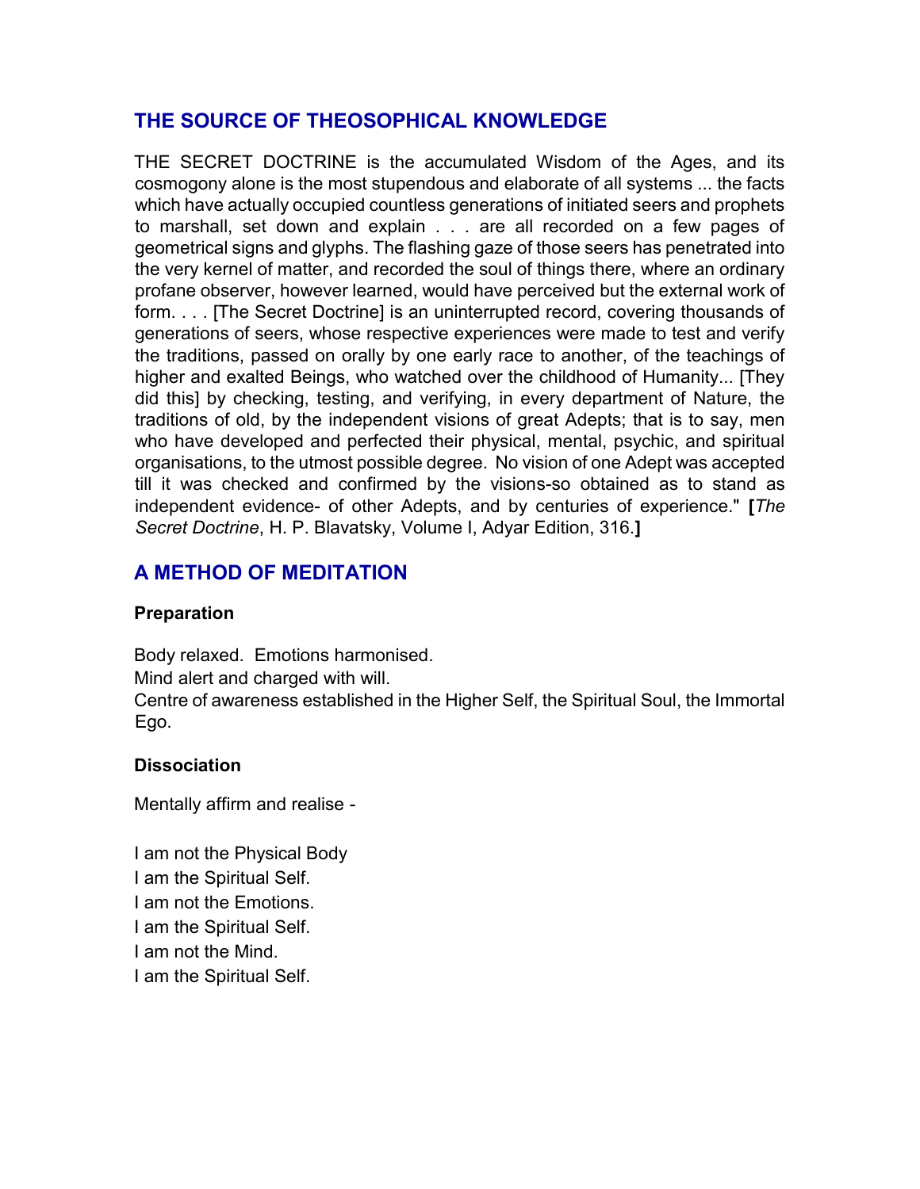## THE SOURCE OF THEOSOPHICAL KNOWLEDGE

THE SECRET DOCTRINE is the accumulated Wisdom of the Ages, and its cosmogony alone is the most stupendous and elaborate of all systems ... the facts which have actually occupied countless generations of initiated seers and prophets to marshall, set down and explain . . . are all recorded on a few pages of geometrical signs and glyphs. The flashing gaze of those seers has penetrated into the very kernel of matter, and recorded the soul of things there, where an ordinary profane observer, however learned, would have perceived but the external work of form. . . . [The Secret Doctrine] is an uninterrupted record, covering thousands of generations of seers, whose respective experiences were made to test and verify the traditions, passed on orally by one early race to another, of the teachings of higher and exalted Beings, who watched over the childhood of Humanity... [They did this] by checking, testing, and verifying, in every department of Nature, the traditions of old, by the independent visions of great Adepts; that is to say, men who have developed and perfected their physical, mental, psychic, and spiritual organisations, to the utmost possible degree. No vision of one Adept was accepted till it was checked and confirmed by the visions-so obtained as to stand as independent evidence- of other Adepts, and by centuries of experience." **[***The Secret Doctrine*, H. P. Blavatsky, Volume I, Adyar Edition, 316.**]**

## A METHOD OF MEDITATION

### Preparation

Body relaxed. Emotions harmonised.
Mind alert and charged with will.
Centre of awareness established in the Higher Self, the Spiritual Soul, the Immortal Ego.

### Dissociation

Mentally affirm and realise -

I am not the Physical Body
I am the Spiritual Self.
I am not the Emotions.
I am the Spiritual Self.
I am not the Mind.
I am the Spiritual Self.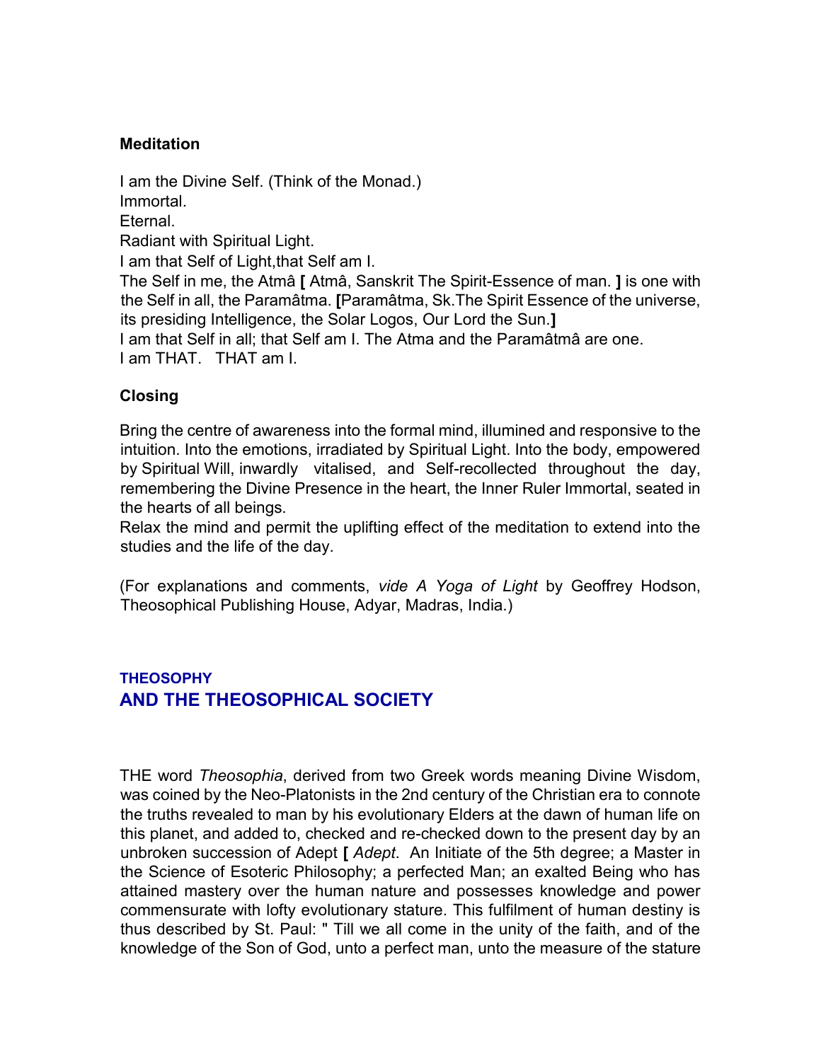### Meditation

I am the Divine Self. (Think of the Monad.)
Immortal.
Eternal.
Radiant with Spiritual Light.
I am that Self of Light,that Self am I.
The Self in me, the Atmâ **[** Atmâ, Sanskrit The Spirit-Essence of man. **]** is one with the Self in all, the Paramâtma. **[**Paramâtma, Sk.The Spirit Essence of the universe, its presiding Intelligence, the Solar Logos, Our Lord the Sun.**]**
I am that Self in all; that Self am I. The Atma and the Paramâtmâ are one.
I am THAT. THAT am I.

### Closing

Bring the centre of awareness into the formal mind, illumined and responsive to the intuition. Into the emotions, irradiated by Spiritual Light. Into the body, empowered by Spiritual Will, inwardly vitalised, and Self-recollected throughout the day, remembering the Divine Presence in the heart, the Inner Ruler Immortal, seated in the hearts of all beings.
Relax the mind and permit the uplifting effect of the meditation to extend into the studies and the life of the day.

(For explanations and comments, *vide A Yoga of Light* by Geoffrey Hodson, Theosophical Publishing House, Adyar, Madras, India.)

## THEOSOPHY
## AND THE THEOSOPHICAL SOCIETY

THE word *Theosophia*, derived from two Greek words meaning Divine Wisdom, was coined by the Neo-Platonists in the 2nd century of the Christian era to connote the truths revealed to man by his evolutionary Elders at the dawn of human life on this planet, and added to, checked and re-checked down to the present day by an unbroken succession of Adept **[** *Adept*. An Initiate of the 5th degree; a Master in the Science of Esoteric Philosophy; a perfected Man; an exalted Being who has attained mastery over the human nature and possesses knowledge and power commensurate with lofty evolutionary stature. This fulfilment of human destiny is thus described by St. Paul: " Till we all come in the unity of the faith, and of the knowledge of the Son of God, unto a perfect man, unto the measure of the stature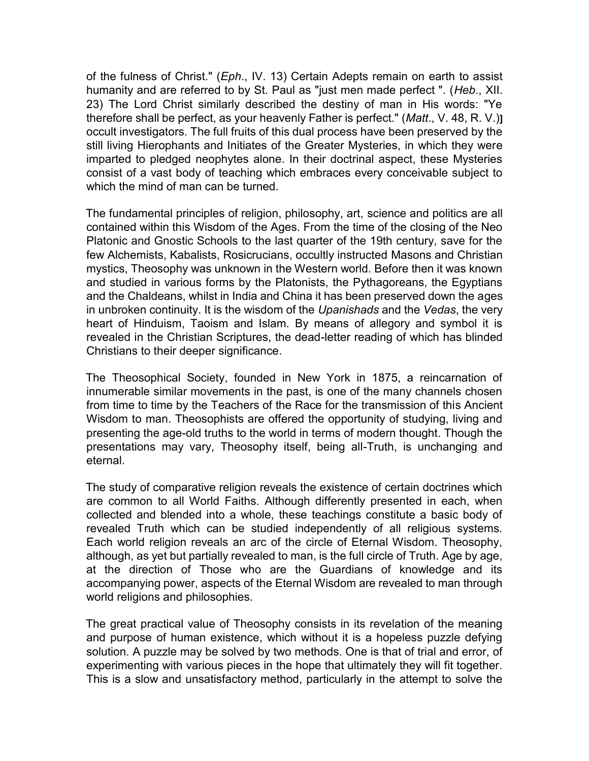of the fulness of Christ." (*Eph*., IV. 13) Certain Adepts remain on earth to assist humanity and are referred to by St. Paul as "just men made perfect ". (*Heb*., XII. 23) The Lord Christ similarly described the destiny of man in His words: "Ye therefore shall be perfect, as your heavenly Father is perfect." (*Matt*., V. 48, R. V.)] occult investigators. The full fruits of this dual process have been preserved by the still living Hierophants and Initiates of the Greater Mysteries, in which they were imparted to pledged neophytes alone. In their doctrinal aspect, these Mysteries consist of a vast body of teaching which embraces every conceivable subject to which the mind of man can be turned.

The fundamental principles of religion, philosophy, art, science and politics are all contained within this Wisdom of the Ages. From the time of the closing of the Neo Platonic and Gnostic Schools to the last quarter of the 19th century, save for the few Alchemists, Kabalists, Rosicrucians, occultly instructed Masons and Christian mystics, Theosophy was unknown in the Western world. Before then it was known and studied in various forms by the Platonists, the Pythagoreans, the Egyptians and the Chaldeans, whilst in India and China it has been preserved down the ages in unbroken continuity. It is the wisdom of the *Upanishads* and the *Vedas*, the very heart of Hinduism, Taoism and Islam. By means of allegory and symbol it is revealed in the Christian Scriptures, the dead-letter reading of which has blinded Christians to their deeper significance.

The Theosophical Society, founded in New York in 1875, a reincarnation of innumerable similar movements in the past, is one of the many channels chosen from time to time by the Teachers of the Race for the transmission of this Ancient Wisdom to man. Theosophists are offered the opportunity of studying, living and presenting the age-old truths to the world in terms of modern thought. Though the presentations may vary, Theosophy itself, being all-Truth, is unchanging and eternal.

The study of comparative religion reveals the existence of certain doctrines which are common to all World Faiths. Although differently presented in each, when collected and blended into a whole, these teachings constitute a basic body of revealed Truth which can be studied independently of all religious systems. Each world religion reveals an arc of the circle of Eternal Wisdom. Theosophy, although, as yet but partially revealed to man, is the full circle of Truth. Age by age, at the direction of Those who are the Guardians of knowledge and its accompanying power, aspects of the Eternal Wisdom are revealed to man through world religions and philosophies.

The great practical value of Theosophy consists in its revelation of the meaning and purpose of human existence, which without it is a hopeless puzzle defying solution. A puzzle may be solved by two methods. One is that of trial and error, of experimenting with various pieces in the hope that ultimately they will fit together. This is a slow and unsatisfactory method, particularly in the attempt to solve the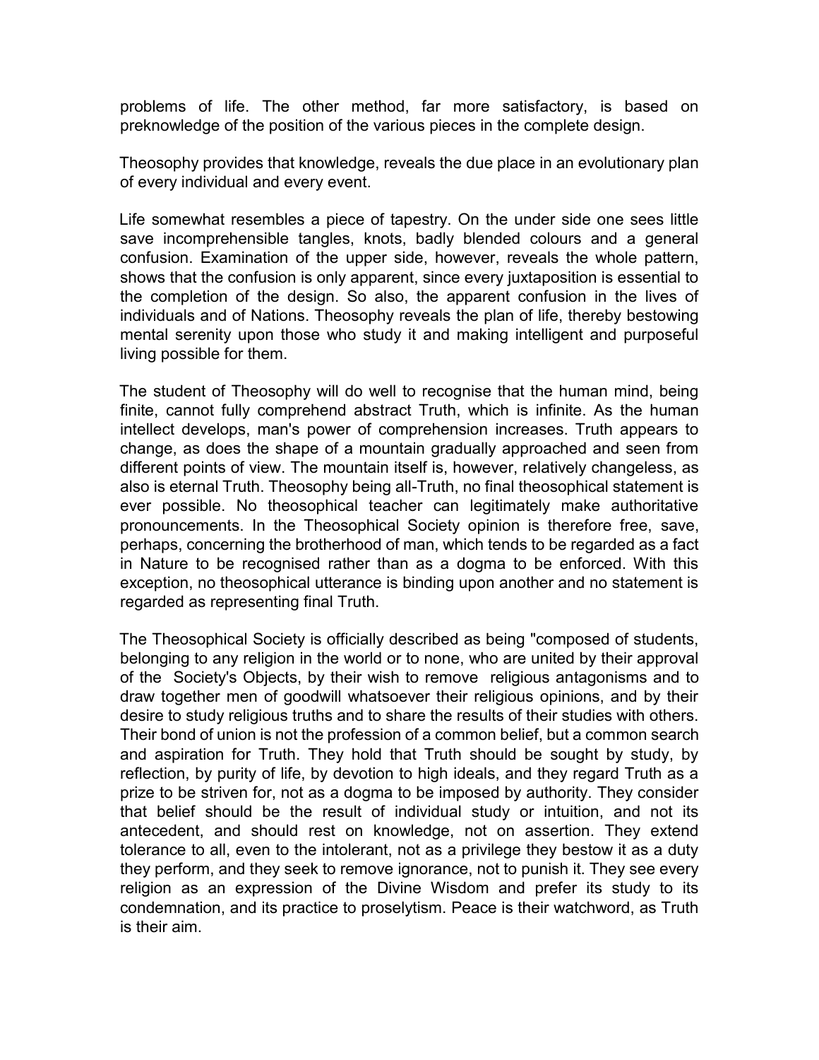problems of life. The other method, far more satisfactory, is based on preknowledge of the position of the various pieces in the complete design.

Theosophy provides that knowledge, reveals the due place in an evolutionary plan of every individual and every event.

Life somewhat resembles a piece of tapestry. On the under side one sees little save incomprehensible tangles, knots, badly blended colours and a general confusion. Examination of the upper side, however, reveals the whole pattern, shows that the confusion is only apparent, since every juxtaposition is essential to the completion of the design. So also, the apparent confusion in the lives of individuals and of Nations. Theosophy reveals the plan of life, thereby bestowing mental serenity upon those who study it and making intelligent and purposeful living possible for them.

The student of Theosophy will do well to recognise that the human mind, being finite, cannot fully comprehend abstract Truth, which is infinite. As the human intellect develops, man's power of comprehension increases. Truth appears to change, as does the shape of a mountain gradually approached and seen from different points of view. The mountain itself is, however, relatively changeless, as also is eternal Truth. Theosophy being all-Truth, no final theosophical statement is ever possible. No theosophical teacher can legitimately make authoritative pronouncements. In the Theosophical Society opinion is therefore free, save, perhaps, concerning the brotherhood of man, which tends to be regarded as a fact in Nature to be recognised rather than as a dogma to be enforced. With this exception, no theosophical utterance is binding upon another and no statement is regarded as representing final Truth.

The Theosophical Society is officially described as being "composed of students, belonging to any religion in the world or to none, who are united by their approval of the Society's Objects, by their wish to remove religious antagonisms and to draw together men of goodwill whatsoever their religious opinions, and by their desire to study religious truths and to share the results of their studies with others. Their bond of union is not the profession of a common belief, but a common search and aspiration for Truth. They hold that Truth should be sought by study, by reflection, by purity of life, by devotion to high ideals, and they regard Truth as a prize to be striven for, not as a dogma to be imposed by authority. They consider that belief should be the result of individual study or intuition, and not its antecedent, and should rest on knowledge, not on assertion. They extend tolerance to all, even to the intolerant, not as a privilege they bestow it as a duty they perform, and they seek to remove ignorance, not to punish it. They see every religion as an expression of the Divine Wisdom and prefer its study to its condemnation, and its practice to proselytism. Peace is their watchword, as Truth is their aim.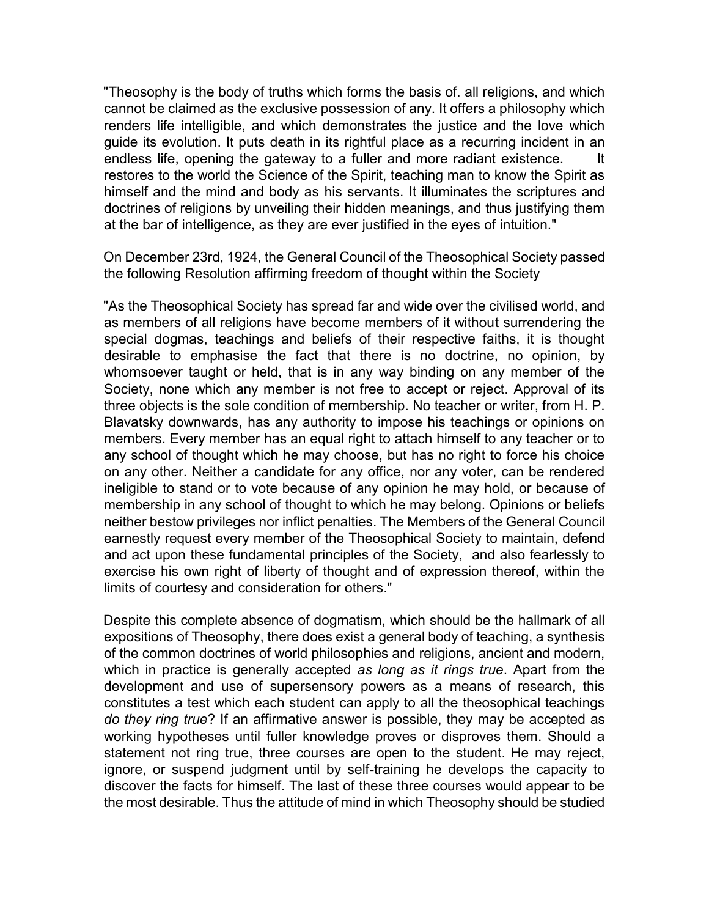"Theosophy is the body of truths which forms the basis of. all religions, and which cannot be claimed as the exclusive possession of any. It offers a philosophy which renders life intelligible, and which demonstrates the justice and the love which guide its evolution. It puts death in its rightful place as a recurring incident in an endless life, opening the gateway to a fuller and more radiant existence. It restores to the world the Science of the Spirit, teaching man to know the Spirit as himself and the mind and body as his servants. It illuminates the scriptures and doctrines of religions by unveiling their hidden meanings, and thus justifying them at the bar of intelligence, as they are ever justified in the eyes of intuition."

On December 23rd, 1924, the General Council of the Theosophical Society passed the following Resolution affirming freedom of thought within the Society

"As the Theosophical Society has spread far and wide over the civilised world, and as members of all religions have become members of it without surrendering the special dogmas, teachings and beliefs of their respective faiths, it is thought desirable to emphasise the fact that there is no doctrine, no opinion, by whomsoever taught or held, that is in any way binding on any member of the Society, none which any member is not free to accept or reject. Approval of its three objects is the sole condition of membership. No teacher or writer, from H. P. Blavatsky downwards, has any authority to impose his teachings or opinions on members. Every member has an equal right to attach himself to any teacher or to any school of thought which he may choose, but has no right to force his choice on any other. Neither a candidate for any office, nor any voter, can be rendered ineligible to stand or to vote because of any opinion he may hold, or because of membership in any school of thought to which he may belong. Opinions or beliefs neither bestow privileges nor inflict penalties. The Members of the General Council earnestly request every member of the Theosophical Society to maintain, defend and act upon these fundamental principles of the Society, and also fearlessly to exercise his own right of liberty of thought and of expression thereof, within the limits of courtesy and consideration for others."

Despite this complete absence of dogmatism, which should be the hallmark of all expositions of Theosophy, there does exist a general body of teaching, a synthesis of the common doctrines of world philosophies and religions, ancient and modern, which in practice is generally accepted *as long as it rings true*. Apart from the development and use of supersensory powers as a means of research, this constitutes a test which each student can apply to all the theosophical teachings *do they ring true*? If an affirmative answer is possible, they may be accepted as working hypotheses until fuller knowledge proves or disproves them. Should a statement not ring true, three courses are open to the student. He may reject, ignore, or suspend judgment until by self-training he develops the capacity to discover the facts for himself. The last of these three courses would appear to be the most desirable. Thus the attitude of mind in which Theosophy should be studied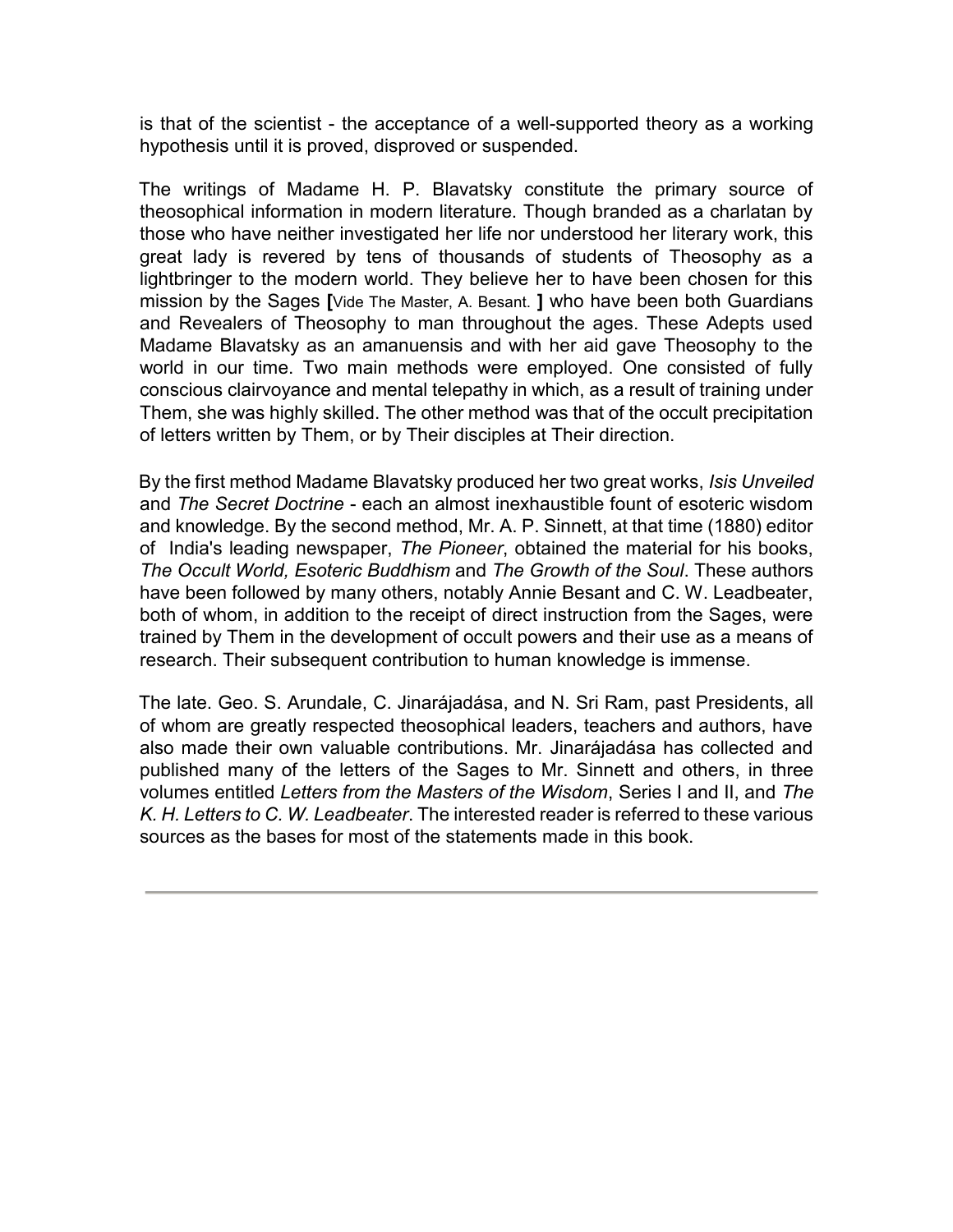is that of the scientist - the acceptance of a well-supported theory as a working hypothesis until it is proved, disproved or suspended.

The writings of Madame H. P. Blavatsky constitute the primary source of theosophical information in modern literature. Though branded as a charlatan by those who have neither investigated her life nor understood her literary work, this great lady is revered by tens of thousands of students of Theosophy as a lightbringer to the modern world. They believe her to have been chosen for this mission by the Sages **[**Vide The Master, A. Besant. **]** who have been both Guardians and Revealers of Theosophy to man throughout the ages. These Adepts used Madame Blavatsky as an amanuensis and with her aid gave Theosophy to the world in our time. Two main methods were employed. One consisted of fully conscious clairvoyance and mental telepathy in which, as a result of training under Them, she was highly skilled. The other method was that of the occult precipitation of letters written by Them, or by Their disciples at Their direction.

By the first method Madame Blavatsky produced her two great works, *Isis Unveiled* and *The Secret Doctrine* - each an almost inexhaustible fount of esoteric wisdom and knowledge. By the second method, Mr. A. P. Sinnett, at that time (1880) editor of India's leading newspaper, *The Pioneer*, obtained the material for his books, *The Occult World, Esoteric Buddhism* and *The Growth of the Soul*. These authors have been followed by many others, notably Annie Besant and C. W. Leadbeater, both of whom, in addition to the receipt of direct instruction from the Sages, were trained by Them in the development of occult powers and their use as a means of research. Their subsequent contribution to human knowledge is immense.

The late. Geo. S. Arundale, C. Jinarájadása, and N. Sri Ram, past Presidents, all of whom are greatly respected theosophical leaders, teachers and authors, have also made their own valuable contributions. Mr. Jinarájadása has collected and published many of the letters of the Sages to Mr. Sinnett and others, in three volumes entitled *Letters from the Masters of the Wisdom*, Series I and II, and *The K. H. Letters to C. W. Leadbeater*. The interested reader is referred to these various sources as the bases for most of the statements made in this book.

---